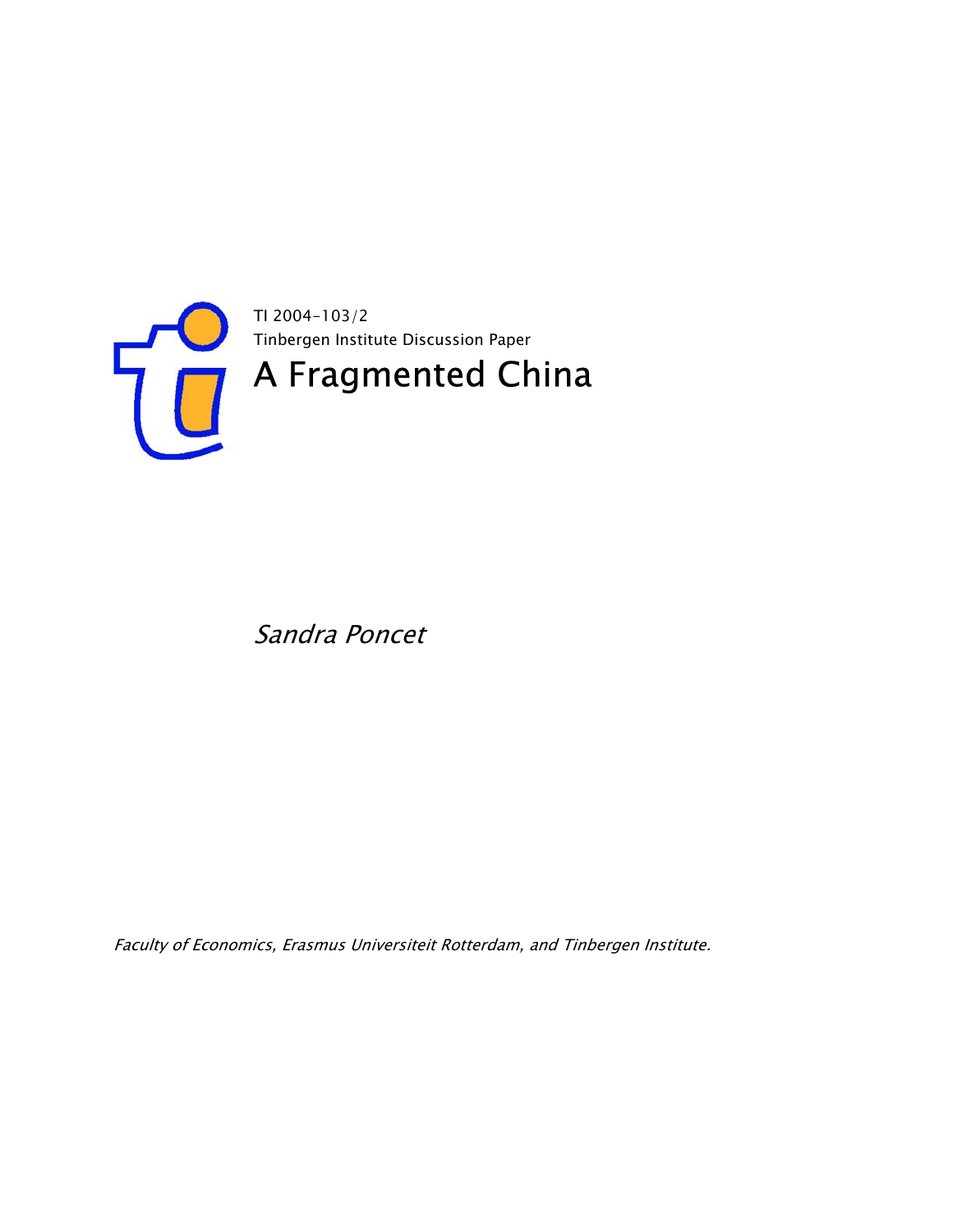TI 2004-103/2

Tinbergen Institute Discussion Paper

# A Fragmented China

*Sandra Poncet*

*Faculty of Economics, Erasmus Universiteit Rotterdam, and Tinbergen Institute.*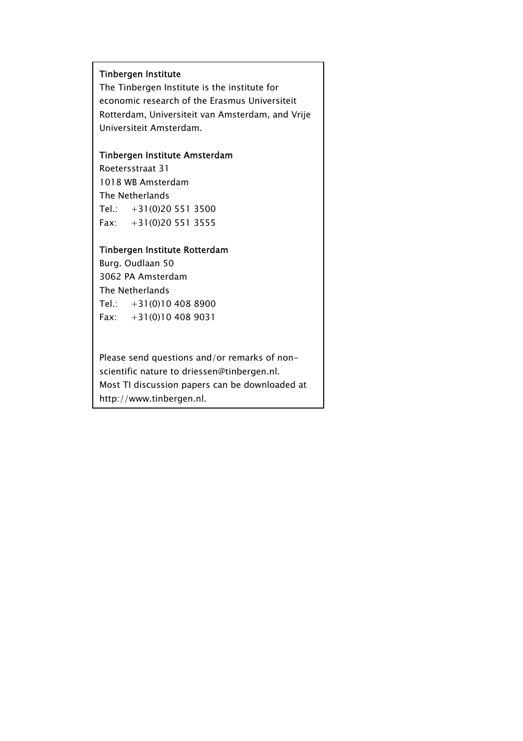**Tinbergen Institute**

The Tinbergen Institute is the institute for economic research of the Erasmus Universiteit Rotterdam, Universiteit van Amsterdam, and Vrije Universiteit Amsterdam.

**Tinbergen Institute Amsterdam**

Roetersstraat 31
1018 WB Amsterdam
The Netherlands
Tel.: +31(0)20 551 3500
Fax: +31(0)20 551 3555

**Tinbergen Institute Rotterdam**

Burg. Oudlaan 50
3062 PA Amsterdam
The Netherlands
Tel.: +31(0)10 408 8900
Fax: +31(0)10 408 9031

Please send questions and/or remarks of non-scientific nature to driessen@tinbergen.nl.
Most TI discussion papers can be downloaded at http://www.tinbergen.nl.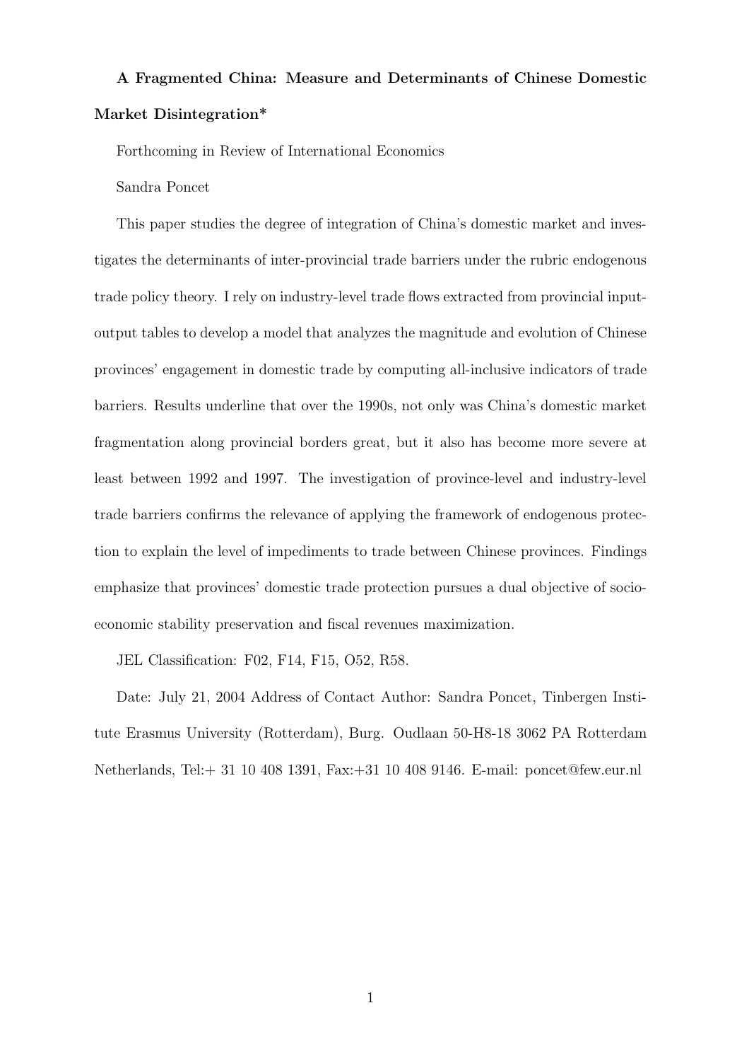**A Fragmented China: Measure and Determinants of Chinese Domestic Market Disintegration***

Forthcoming in Review of International Economics

Sandra Poncet

This paper studies the degree of integration of China's domestic market and investigates the determinants of inter-provincial trade barriers under the rubric endogenous trade policy theory. I rely on industry-level trade flows extracted from provincial input-output tables to develop a model that analyzes the magnitude and evolution of Chinese provinces' engagement in domestic trade by computing all-inclusive indicators of trade barriers. Results underline that over the 1990s, not only was China's domestic market fragmentation along provincial borders great, but it also has become more severe at least between 1992 and 1997. The investigation of province-level and industry-level trade barriers confirms the relevance of applying the framework of endogenous protection to explain the level of impediments to trade between Chinese provinces. Findings emphasize that provinces' domestic trade protection pursues a dual objective of socio-economic stability preservation and fiscal revenues maximization.

JEL Classification: F02, F14, F15, O52, R58.

Date: July 21, 2004 Address of Contact Author: Sandra Poncet, Tinbergen Institute Erasmus University (Rotterdam), Burg. Oudlaan 50-H8-18 3062 PA Rotterdam Netherlands, Tel:+ 31 10 408 1391, Fax:+31 10 408 9146. E-mail: poncet@few.eur.nl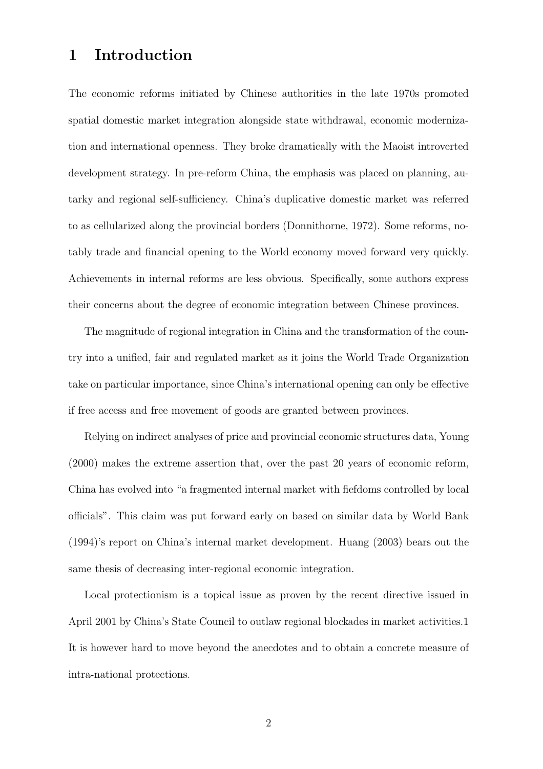# 1 Introduction

The economic reforms initiated by Chinese authorities in the late 1970s promoted spatial domestic market integration alongside state withdrawal, economic modernization and international openness. They broke dramatically with the Maoist introverted development strategy. In pre-reform China, the emphasis was placed on planning, autarky and regional self-sufficiency. China's duplicative domestic market was referred to as cellularized along the provincial borders (Donnithorne, 1972). Some reforms, notably trade and financial opening to the World economy moved forward very quickly. Achievements in internal reforms are less obvious. Specifically, some authors express their concerns about the degree of economic integration between Chinese provinces.

The magnitude of regional integration in China and the transformation of the country into a unified, fair and regulated market as it joins the World Trade Organization take on particular importance, since China's international opening can only be effective if free access and free movement of goods are granted between provinces.

Relying on indirect analyses of price and provincial economic structures data, Young (2000) makes the extreme assertion that, over the past 20 years of economic reform, China has evolved into "a fragmented internal market with fiefdoms controlled by local officials". This claim was put forward early on based on similar data by World Bank (1994)'s report on China's internal market development. Huang (2003) bears out the same thesis of decreasing inter-regional economic integration.

Local protectionism is a topical issue as proven by the recent directive issued in April 2001 by China's State Council to outlaw regional blockades in market activities.[1] It is however hard to move beyond the anecdotes and to obtain a concrete measure of intra-national protections.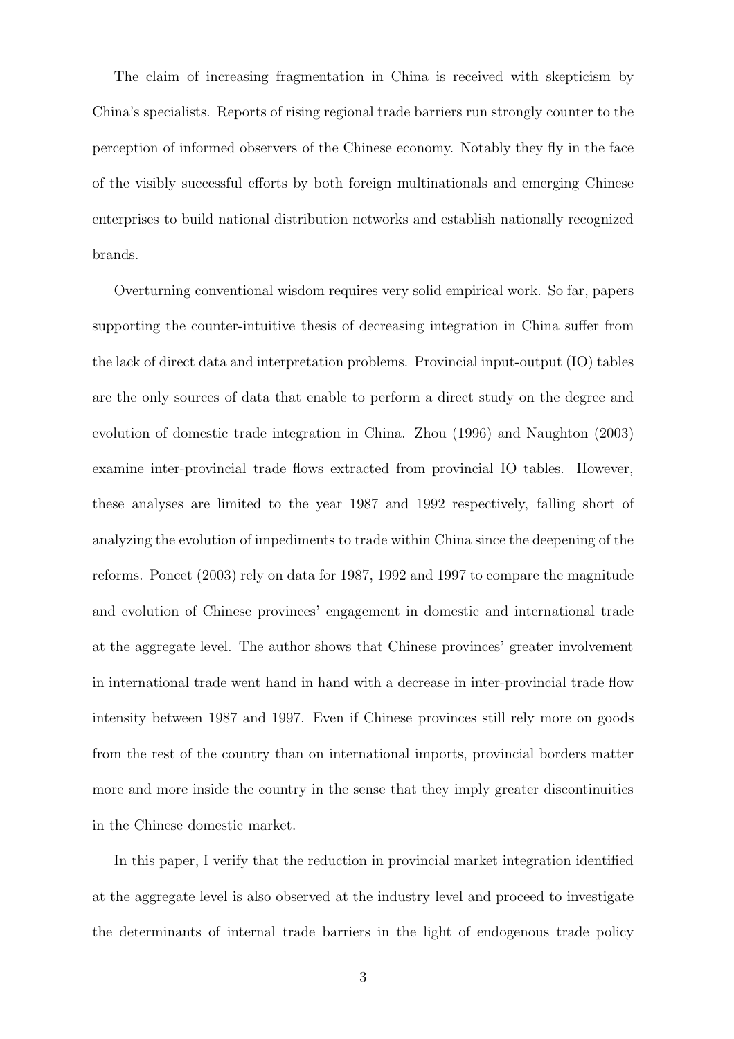The claim of increasing fragmentation in China is received with skepticism by China's specialists. Reports of rising regional trade barriers run strongly counter to the perception of informed observers of the Chinese economy. Notably they fly in the face of the visibly successful efforts by both foreign multinationals and emerging Chinese enterprises to build national distribution networks and establish nationally recognized brands.

Overturning conventional wisdom requires very solid empirical work. So far, papers supporting the counter-intuitive thesis of decreasing integration in China suffer from the lack of direct data and interpretation problems. Provincial input-output (IO) tables are the only sources of data that enable to perform a direct study on the degree and evolution of domestic trade integration in China. Zhou (1996) and Naughton (2003) examine inter-provincial trade flows extracted from provincial IO tables. However, these analyses are limited to the year 1987 and 1992 respectively, falling short of analyzing the evolution of impediments to trade within China since the deepening of the reforms. Poncet (2003) rely on data for 1987, 1992 and 1997 to compare the magnitude and evolution of Chinese provinces' engagement in domestic and international trade at the aggregate level. The author shows that Chinese provinces' greater involvement in international trade went hand in hand with a decrease in inter-provincial trade flow intensity between 1987 and 1997. Even if Chinese provinces still rely more on goods from the rest of the country than on international imports, provincial borders matter more and more inside the country in the sense that they imply greater discontinuities in the Chinese domestic market.

In this paper, I verify that the reduction in provincial market integration identified at the aggregate level is also observed at the industry level and proceed to investigate the determinants of internal trade barriers in the light of endogenous trade policy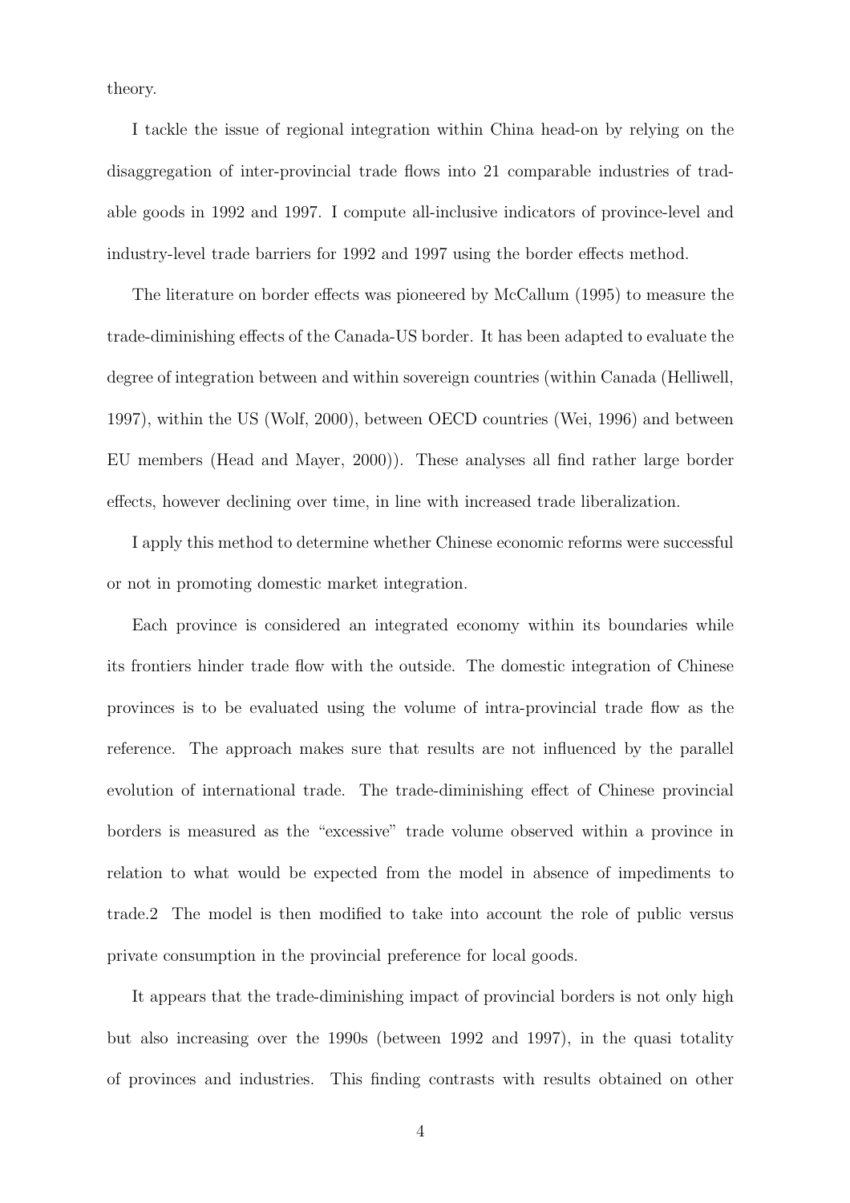theory.

I tackle the issue of regional integration within China head-on by relying on the disaggregation of inter-provincial trade flows into 21 comparable industries of tradable goods in 1992 and 1997. I compute all-inclusive indicators of province-level and industry-level trade barriers for 1992 and 1997 using the border effects method.

The literature on border effects was pioneered by McCallum (1995) to measure the trade-diminishing effects of the Canada-US border. It has been adapted to evaluate the degree of integration between and within sovereign countries (within Canada (Helliwell, 1997), within the US (Wolf, 2000), between OECD countries (Wei, 1996) and between EU members (Head and Mayer, 2000)). These analyses all find rather large border effects, however declining over time, in line with increased trade liberalization.

I apply this method to determine whether Chinese economic reforms were successful or not in promoting domestic market integration.

Each province is considered an integrated economy within its boundaries while its frontiers hinder trade flow with the outside. The domestic integration of Chinese provinces is to be evaluated using the volume of intra-provincial trade flow as the reference. The approach makes sure that results are not influenced by the parallel evolution of international trade. The trade-diminishing effect of Chinese provincial borders is measured as the "excessive" trade volume observed within a province in relation to what would be expected from the model in absence of impediments to trade.[2] The model is then modified to take into account the role of public versus private consumption in the provincial preference for local goods.

It appears that the trade-diminishing impact of provincial borders is not only high but also increasing over the 1990s (between 1992 and 1997), in the quasi totality of provinces and industries. This finding contrasts with results obtained on other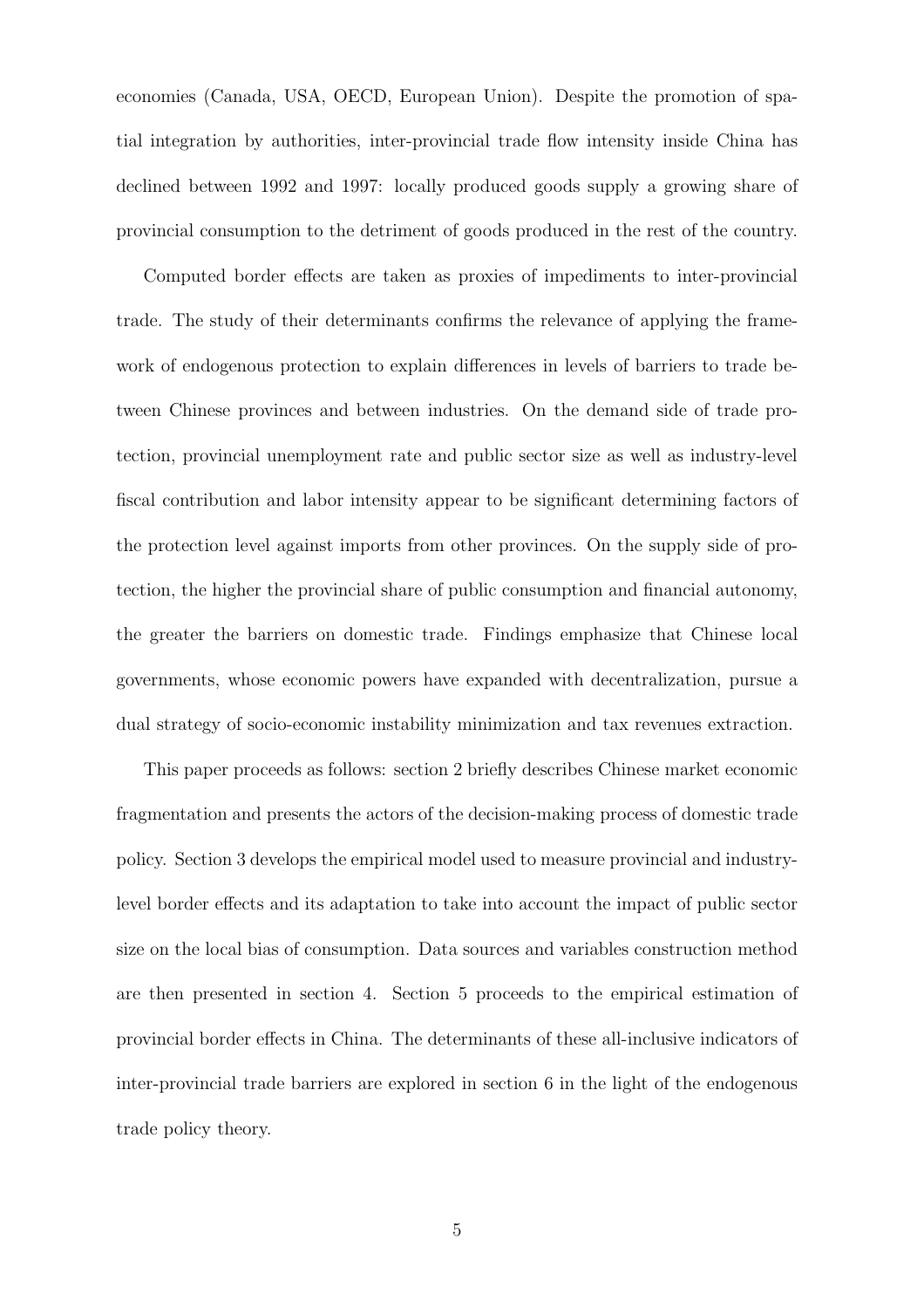economies (Canada, USA, OECD, European Union). Despite the promotion of spatial integration by authorities, inter-provincial trade flow intensity inside China has declined between 1992 and 1997: locally produced goods supply a growing share of provincial consumption to the detriment of goods produced in the rest of the country.

Computed border effects are taken as proxies of impediments to inter-provincial trade. The study of their determinants confirms the relevance of applying the framework of endogenous protection to explain differences in levels of barriers to trade between Chinese provinces and between industries. On the demand side of trade protection, provincial unemployment rate and public sector size as well as industry-level fiscal contribution and labor intensity appear to be significant determining factors of the protection level against imports from other provinces. On the supply side of protection, the higher the provincial share of public consumption and financial autonomy, the greater the barriers on domestic trade. Findings emphasize that Chinese local governments, whose economic powers have expanded with decentralization, pursue a dual strategy of socio-economic instability minimization and tax revenues extraction.

This paper proceeds as follows: section 2 briefly describes Chinese market economic fragmentation and presents the actors of the decision-making process of domestic trade policy. Section 3 develops the empirical model used to measure provincial and industry-level border effects and its adaptation to take into account the impact of public sector size on the local bias of consumption. Data sources and variables construction method are then presented in section 4. Section 5 proceeds to the empirical estimation of provincial border effects in China. The determinants of these all-inclusive indicators of inter-provincial trade barriers are explored in section 6 in the light of the endogenous trade policy theory.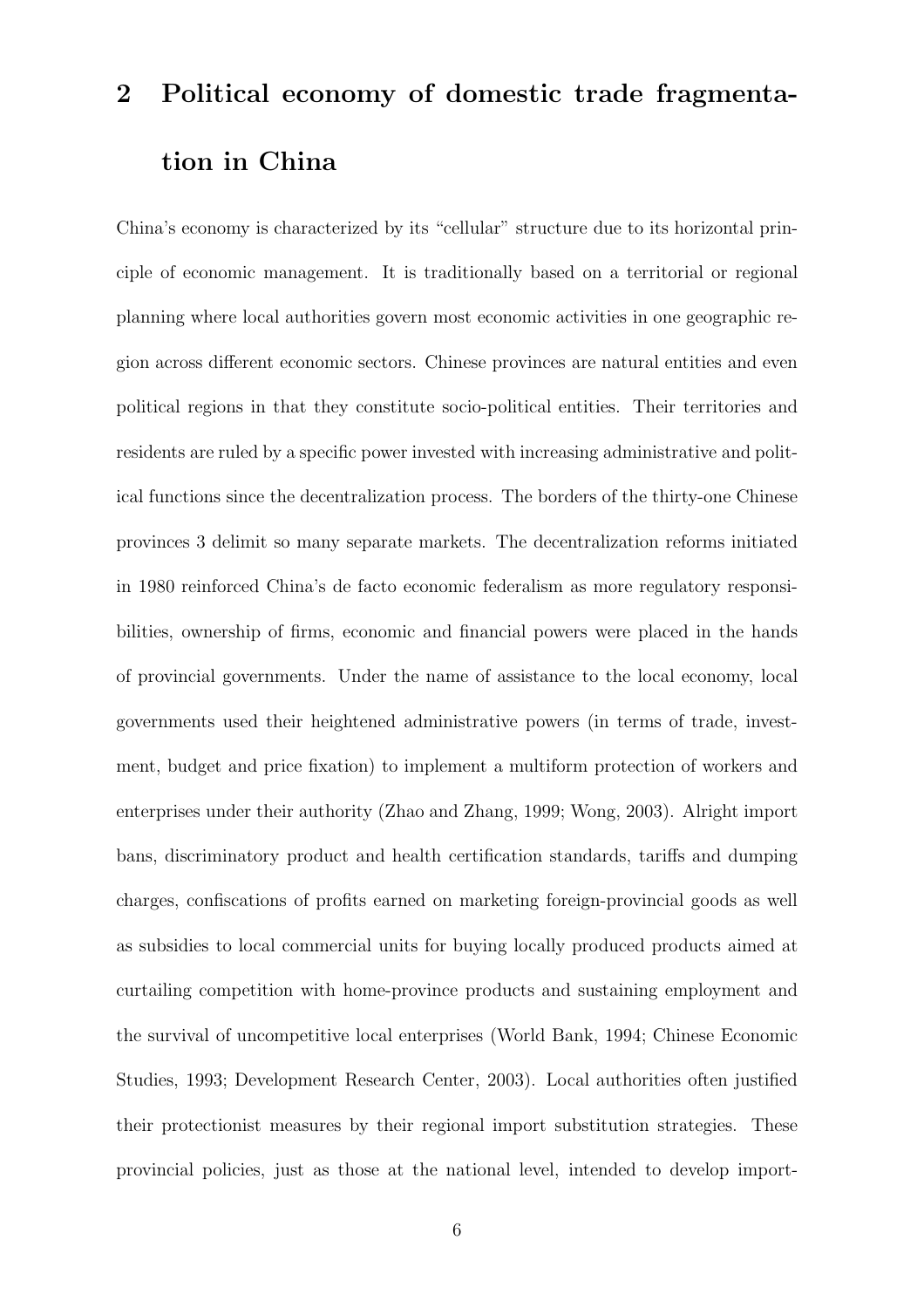## 2 Political economy of domestic trade fragmentation in China

China's economy is characterized by its "cellular" structure due to its horizontal principle of economic management. It is traditionally based on a territorial or regional planning where local authorities govern most economic activities in one geographic region across different economic sectors. Chinese provinces are natural entities and even political regions in that they constitute socio-political entities. Their territories and residents are ruled by a specific power invested with increasing administrative and political functions since the decentralization process. The borders of the thirty-one Chinese provinces 3 delimit so many separate markets. The decentralization reforms initiated in 1980 reinforced China's de facto economic federalism as more regulatory responsibilities, ownership of firms, economic and financial powers were placed in the hands of provincial governments. Under the name of assistance to the local economy, local governments used their heightened administrative powers (in terms of trade, investment, budget and price fixation) to implement a multiform protection of workers and enterprises under their authority (Zhao and Zhang, 1999; Wong, 2003). Alright import bans, discriminatory product and health certification standards, tariffs and dumping charges, confiscations of profits earned on marketing foreign-provincial goods as well as subsidies to local commercial units for buying locally produced products aimed at curtailing competition with home-province products and sustaining employment and the survival of uncompetitive local enterprises (World Bank, 1994; Chinese Economic Studies, 1993; Development Research Center, 2003). Local authorities often justified their protectionist measures by their regional import substitution strategies. These provincial policies, just as those at the national level, intended to develop import-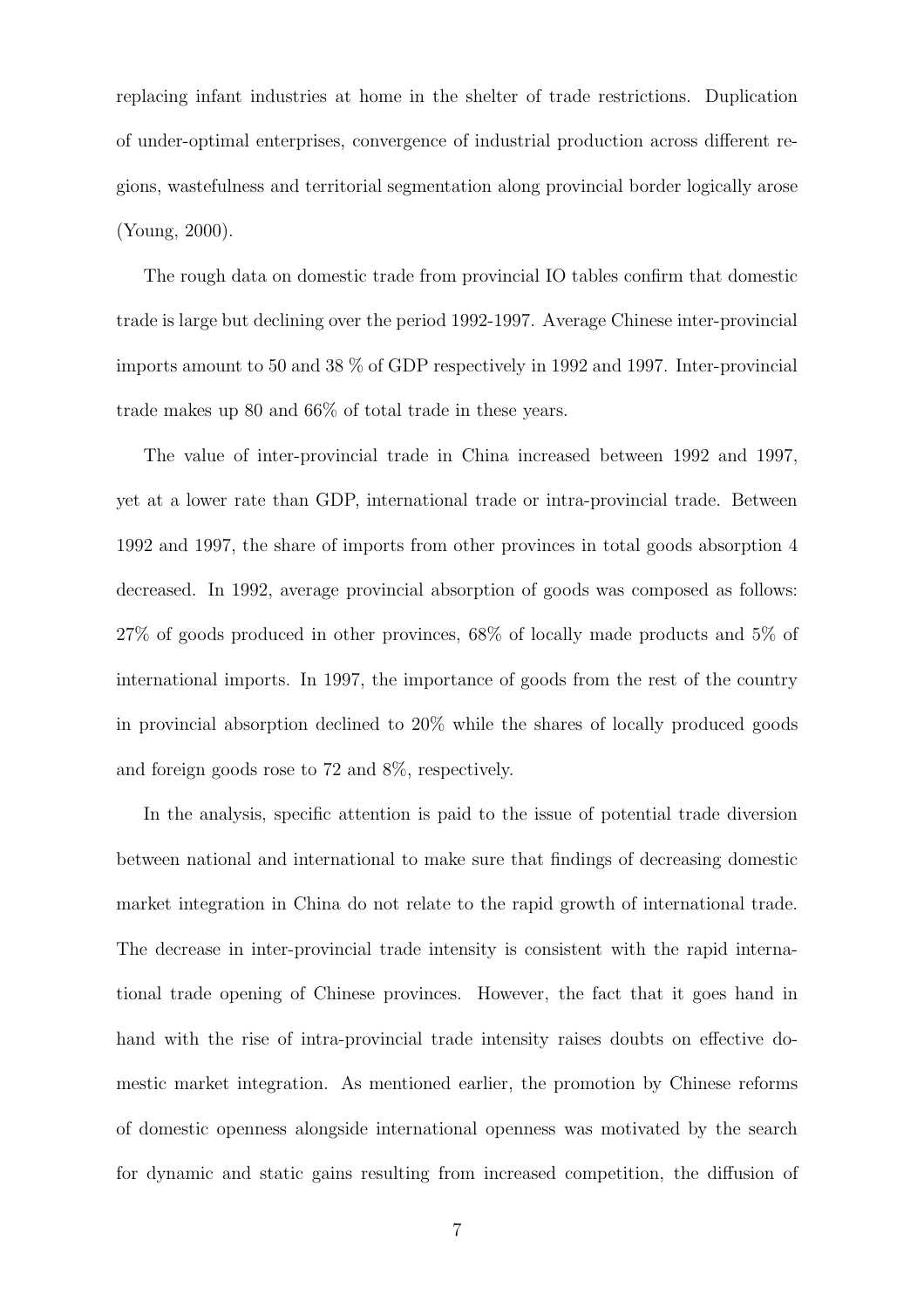replacing infant industries at home in the shelter of trade restrictions. Duplication of under-optimal enterprises, convergence of industrial production across different regions, wastefulness and territorial segmentation along provincial border logically arose (Young, 2000).

The rough data on domestic trade from provincial IO tables confirm that domestic trade is large but declining over the period 1992-1997. Average Chinese inter-provincial imports amount to 50 and 38 % of GDP respectively in 1992 and 1997. Inter-provincial trade makes up 80 and 66% of total trade in these years.

The value of inter-provincial trade in China increased between 1992 and 1997, yet at a lower rate than GDP, international trade or intra-provincial trade. Between 1992 and 1997, the share of imports from other provinces in total goods absorption 4 decreased. In 1992, average provincial absorption of goods was composed as follows: 27% of goods produced in other provinces, 68% of locally made products and 5% of international imports. In 1997, the importance of goods from the rest of the country in provincial absorption declined to 20% while the shares of locally produced goods and foreign goods rose to 72 and 8%, respectively.

In the analysis, specific attention is paid to the issue of potential trade diversion between national and international to make sure that findings of decreasing domestic market integration in China do not relate to the rapid growth of international trade. The decrease in inter-provincial trade intensity is consistent with the rapid international trade opening of Chinese provinces. However, the fact that it goes hand in hand with the rise of intra-provincial trade intensity raises doubts on effective domestic market integration. As mentioned earlier, the promotion by Chinese reforms of domestic openness alongside international openness was motivated by the search for dynamic and static gains resulting from increased competition, the diffusion of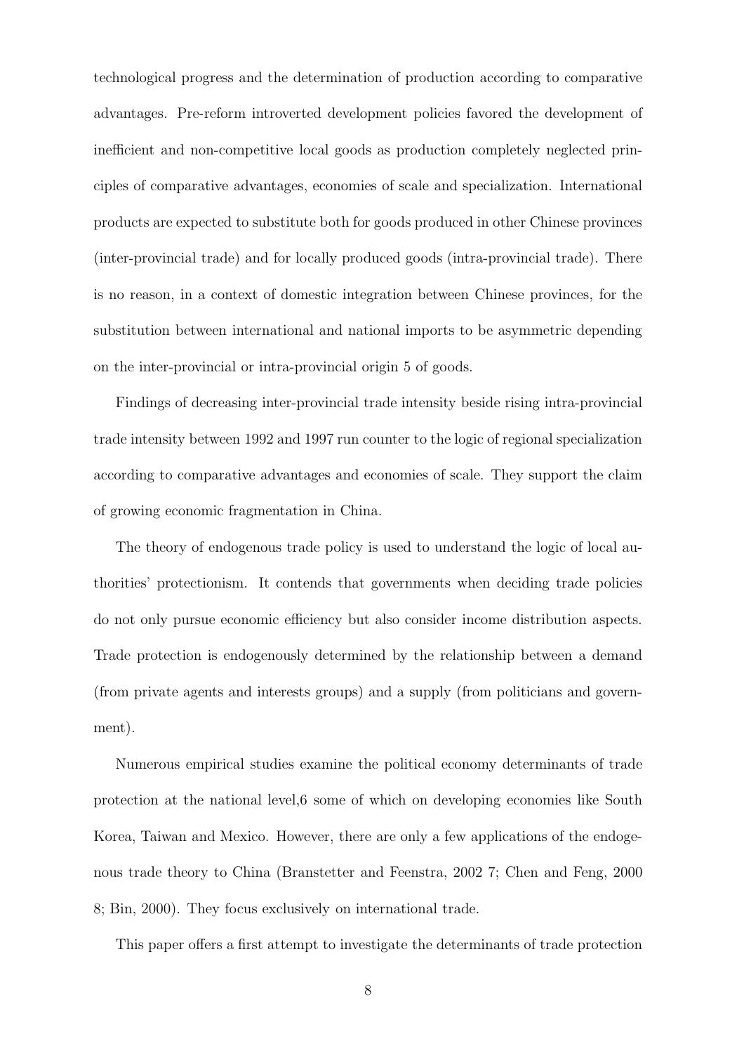technological progress and the determination of production according to comparative advantages. Pre-reform introverted development policies favored the development of inefficient and non-competitive local goods as production completely neglected principles of comparative advantages, economies of scale and specialization. International products are expected to substitute both for goods produced in other Chinese provinces (inter-provincial trade) and for locally produced goods (intra-provincial trade). There is no reason, in a context of domestic integration between Chinese provinces, for the substitution between international and national imports to be asymmetric depending on the inter-provincial or intra-provincial origin [5] of goods.

Findings of decreasing inter-provincial trade intensity beside rising intra-provincial trade intensity between 1992 and 1997 run counter to the logic of regional specialization according to comparative advantages and economies of scale. They support the claim of growing economic fragmentation in China.

The theory of endogenous trade policy is used to understand the logic of local authorities' protectionism. It contends that governments when deciding trade policies do not only pursue economic efficiency but also consider income distribution aspects. Trade protection is endogenously determined by the relationship between a demand (from private agents and interests groups) and a supply (from politicians and government).

Numerous empirical studies examine the political economy determinants of trade protection at the national level,[6] some of which on developing economies like South Korea, Taiwan and Mexico. However, there are only a few applications of the endogenous trade theory to China (Branstetter and Feenstra, 2002 [7]; Chen and Feng, 2000 [8]; Bin, 2000). They focus exclusively on international trade.

This paper offers a first attempt to investigate the determinants of trade protection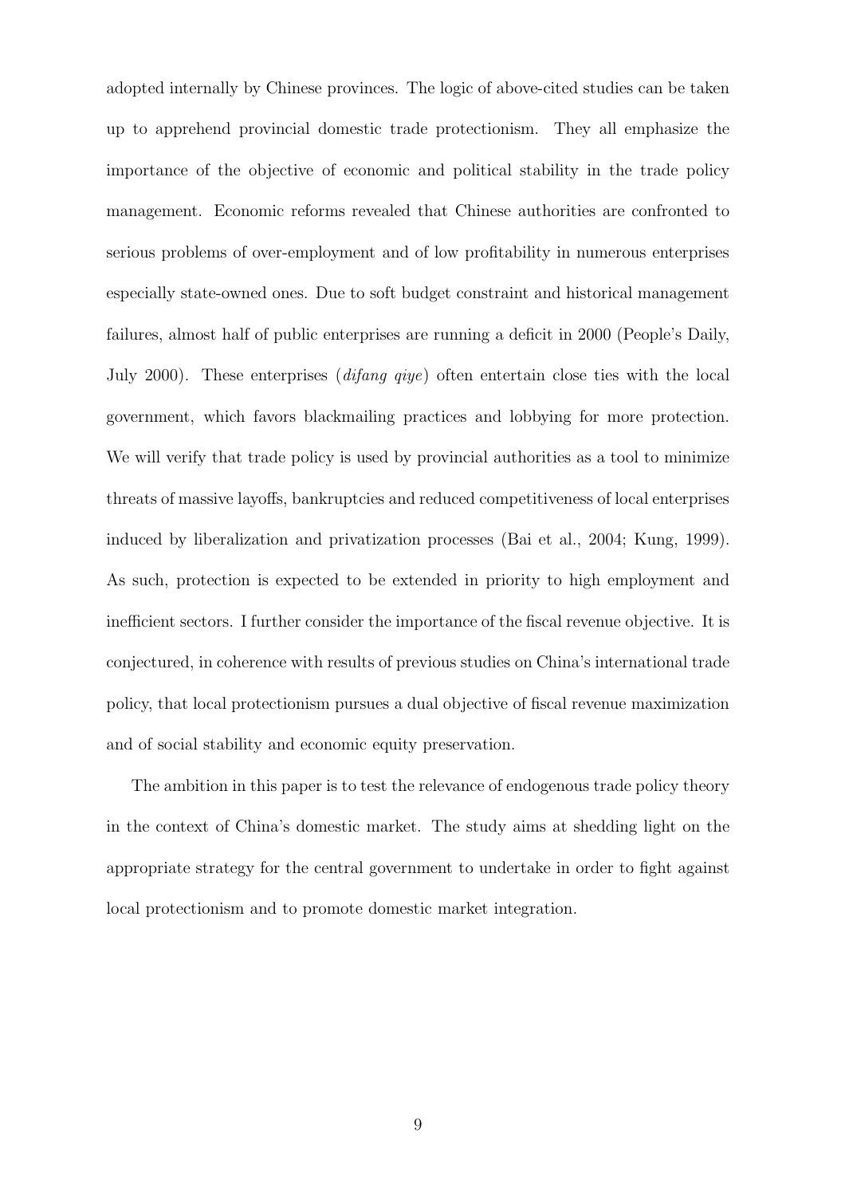adopted internally by Chinese provinces. The logic of above-cited studies can be taken up to apprehend provincial domestic trade protectionism. They all emphasize the importance of the objective of economic and political stability in the trade policy management. Economic reforms revealed that Chinese authorities are confronted to serious problems of over-employment and of low profitability in numerous enterprises especially state-owned ones. Due to soft budget constraint and historical management failures, almost half of public enterprises are running a deficit in 2000 (People's Daily, July 2000). These enterprises (*difang qiye*) often entertain close ties with the local government, which favors blackmailing practices and lobbying for more protection. We will verify that trade policy is used by provincial authorities as a tool to minimize threats of massive layoffs, bankruptcies and reduced competitiveness of local enterprises induced by liberalization and privatization processes (Bai et al., 2004; Kung, 1999). As such, protection is expected to be extended in priority to high employment and inefficient sectors. I further consider the importance of the fiscal revenue objective. It is conjectured, in coherence with results of previous studies on China's international trade policy, that local protectionism pursues a dual objective of fiscal revenue maximization and of social stability and economic equity preservation.

The ambition in this paper is to test the relevance of endogenous trade policy theory in the context of China's domestic market. The study aims at shedding light on the appropriate strategy for the central government to undertake in order to fight against local protectionism and to promote domestic market integration.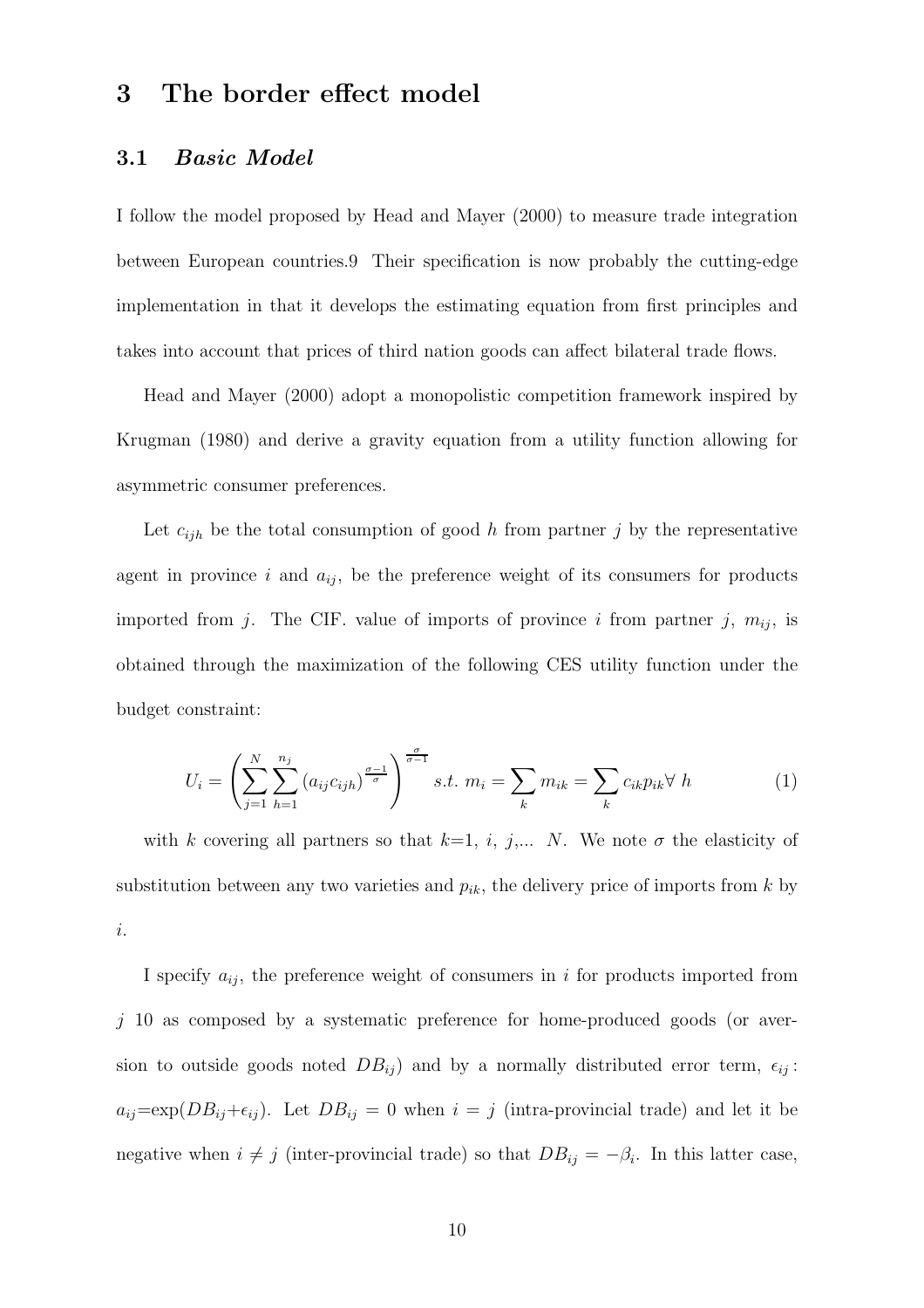# 3 The border effect model

## 3.1 *Basic Model*

I follow the model proposed by Head and Mayer (2000) to measure trade integration between European countries.9 Their specification is now probably the cutting-edge implementation in that it develops the estimating equation from first principles and takes into account that prices of third nation goods can affect bilateral trade flows.

Head and Mayer (2000) adopt a monopolistic competition framework inspired by Krugman (1980) and derive a gravity equation from a utility function allowing for asymmetric consumer preferences.

Let $c_{ijh}$ be the total consumption of good $h$ from partner $j$ by the representative agent in province $i$ and $a_{ij}$, be the preference weight of its consumers for products imported from $j$. The CIF. value of imports of province $i$ from partner $j$, $m_{ij}$, is obtained through the maximization of the following CES utility function under the budget constraint:

$$U_i = \left( \sum_{j=1}^{N} \sum_{h=1}^{n_j} (a_{ij} c_{ijh})^{\frac{\sigma-1}{\sigma}} \right)^{\frac{\sigma}{\sigma-1}} \; s.t. \; m_i = \sum_k m_{ik} = \sum_k c_{ik} p_{ik} \forall \; h \tag{1}$$

with $k$ covering all partners so that $k$=1, $i$, $j$,... $N$. We note $\sigma$ the elasticity of substitution between any two varieties and $p_{ik}$, the delivery price of imports from $k$ by $i$.

I specify $a_{ij}$, the preference weight of consumers in $i$ for products imported from $j$ 10 as composed by a systematic preference for home-produced goods (or aversion to outside goods noted $DB_{ij}$) and by a normally distributed error term, $\epsilon_{ij}$: $a_{ij}$=exp($DB_{ij}$+$\epsilon_{ij}$). Let $DB_{ij} = 0$ when $i = j$ (intra-provincial trade) and let it be negative when $i \neq j$ (inter-provincial trade) so that $DB_{ij} = -\beta_i$. In this latter case,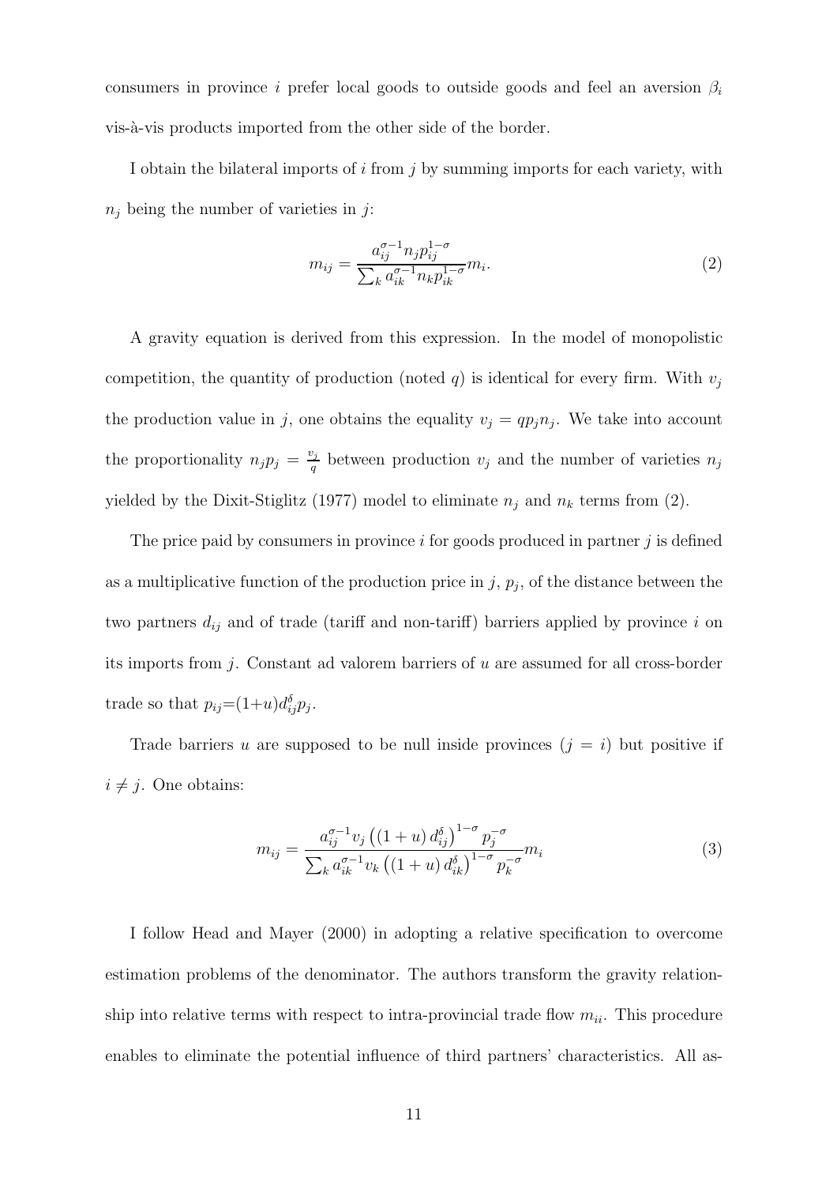consumers in province $i$ prefer local goods to outside goods and feel an aversion $\beta_i$ vis-à-vis products imported from the other side of the border.

I obtain the bilateral imports of $i$ from $j$ by summing imports for each variety, with $n_j$ being the number of varieties in $j$:

$$m_{ij} = \frac{a_{ij}^{\sigma-1} n_j p_{ij}^{1-\sigma}}{\sum_k a_{ik}^{\sigma-1} n_k p_{ik}^{1-\sigma}} m_i. \tag{2}$$

A gravity equation is derived from this expression. In the model of monopolistic competition, the quantity of production (noted $q$) is identical for every firm. With $v_j$ the production value in $j$, one obtains the equality $v_j = q p_j n_j$. We take into account the proportionality $n_j p_j = \frac{v_j}{q}$ between production $v_j$ and the number of varieties $n_j$ yielded by the Dixit-Stiglitz (1977) model to eliminate $n_j$ and $n_k$ terms from (2).

The price paid by consumers in province $i$ for goods produced in partner $j$ is defined as a multiplicative function of the production price in $j$, $p_j$, of the distance between the two partners $d_{ij}$ and of trade (tariff and non-tariff) barriers applied by province $i$ on its imports from $j$. Constant ad valorem barriers of $u$ are assumed for all cross-border trade so that $p_{ij}=(1+u)d_{ij}^{\delta}p_j$.

Trade barriers $u$ are supposed to be null inside provinces ($j = i$) but positive if $i \neq j$. One obtains:

$$m_{ij} = \frac{a_{ij}^{\sigma-1} v_j \left((1+u)\, d_{ij}^{\delta}\right)^{1-\sigma} p_j^{-\sigma}}{\sum_k a_{ik}^{\sigma-1} v_k \left((1+u)\, d_{ik}^{\delta}\right)^{1-\sigma} p_k^{-\sigma}} m_i \tag{3}$$

I follow Head and Mayer (2000) in adopting a relative specification to overcome estimation problems of the denominator. The authors transform the gravity relationship into relative terms with respect to intra-provincial trade flow $m_{ii}$. This procedure enables to eliminate the potential influence of third partners' characteristics. All as-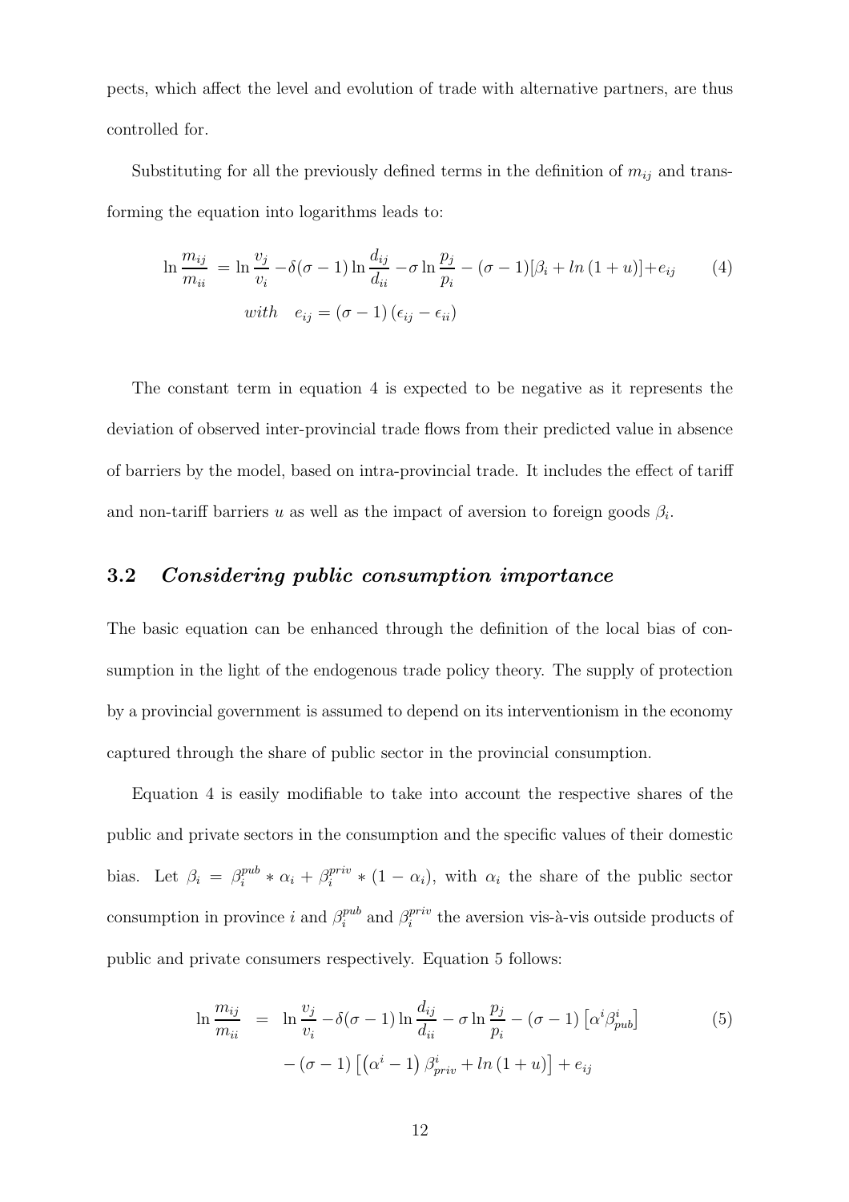pects, which affect the level and evolution of trade with alternative partners, are thus controlled for.

Substituting for all the previously defined terms in the definition of $m_{ij}$ and transforming the equation into logarithms leads to:

$$\ln \frac{m_{ij}}{m_{ii}} = \ln \frac{v_j}{v_i} - \delta(\sigma - 1) \ln \frac{d_{ij}}{d_{ii}} - \sigma \ln \frac{p_j}{p_i} - (\sigma - 1)[\beta_i + ln\,(1+u)] + e_{ij} \tag{4}$$

$$with \quad e_{ij} = (\sigma - 1)\,(\epsilon_{ij} - \epsilon_{ii})$$

The constant term in equation 4 is expected to be negative as it represents the deviation of observed inter-provincial trade flows from their predicted value in absence of barriers by the model, based on intra-provincial trade. It includes the effect of tariff and non-tariff barriers $u$ as well as the impact of aversion to foreign goods $\beta_i$.

## 3.2 *Considering public consumption importance*

The basic equation can be enhanced through the definition of the local bias of consumption in the light of the endogenous trade policy theory. The supply of protection by a provincial government is assumed to depend on its interventionism in the economy captured through the share of public sector in the provincial consumption.

Equation 4 is easily modifiable to take into account the respective shares of the public and private sectors in the consumption and the specific values of their domestic bias. Let $\beta_i = \beta_i^{pub} * \alpha_i + \beta_i^{priv} * (1 - \alpha_i)$, with $\alpha_i$ the share of the public sector consumption in province $i$ and $\beta_i^{pub}$ and $\beta_i^{priv}$ the aversion vis-à-vis outside products of public and private consumers respectively. Equation 5 follows:

$$\begin{aligned} \ln \frac{m_{ij}}{m_{ii}} &= \ln \frac{v_j}{v_i} - \delta(\sigma - 1) \ln \frac{d_{ij}}{d_{ii}} - \sigma \ln \frac{p_j}{p_i} - (\sigma - 1)\left[\alpha^i \beta^i_{pub}\right] \\ &\quad - (\sigma - 1)\left[\left(\alpha^i - 1\right)\beta^i_{priv} + ln\,(1+u)\right] + e_{ij} \end{aligned} \tag{5}$$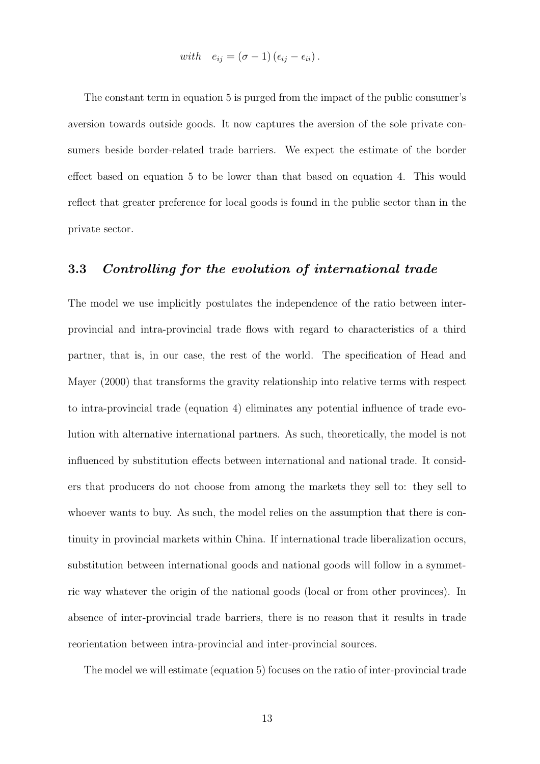$$\textit{with} \quad e_{ij} = (\sigma - 1)(\epsilon_{ij} - \epsilon_{ii}).$$

The constant term in equation 5 is purged from the impact of the public consumer's aversion towards outside goods. It now captures the aversion of the sole private consumers beside border-related trade barriers. We expect the estimate of the border effect based on equation 5 to be lower than that based on equation 4. This would reflect that greater preference for local goods is found in the public sector than in the private sector.

### 3.3 *Controlling for the evolution of international trade*

The model we use implicitly postulates the independence of the ratio between inter-provincial and intra-provincial trade flows with regard to characteristics of a third partner, that is, in our case, the rest of the world. The specification of Head and Mayer (2000) that transforms the gravity relationship into relative terms with respect to intra-provincial trade (equation 4) eliminates any potential influence of trade evolution with alternative international partners. As such, theoretically, the model is not influenced by substitution effects between international and national trade. It considers that producers do not choose from among the markets they sell to: they sell to whoever wants to buy. As such, the model relies on the assumption that there is continuity in provincial markets within China. If international trade liberalization occurs, substitution between international goods and national goods will follow in a symmetric way whatever the origin of the national goods (local or from other provinces). In absence of inter-provincial trade barriers, there is no reason that it results in trade reorientation between intra-provincial and inter-provincial sources.

The model we will estimate (equation 5) focuses on the ratio of inter-provincial trade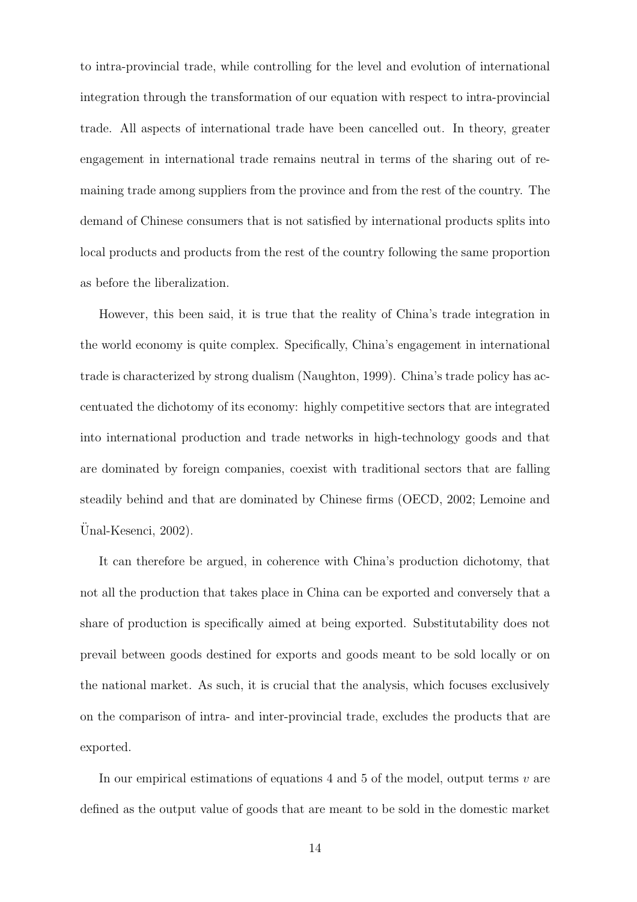to intra-provincial trade, while controlling for the level and evolution of international integration through the transformation of our equation with respect to intra-provincial trade. All aspects of international trade have been cancelled out. In theory, greater engagement in international trade remains neutral in terms of the sharing out of remaining trade among suppliers from the province and from the rest of the country. The demand of Chinese consumers that is not satisfied by international products splits into local products and products from the rest of the country following the same proportion as before the liberalization.

However, this been said, it is true that the reality of China's trade integration in the world economy is quite complex. Specifically, China's engagement in international trade is characterized by strong dualism (Naughton, 1999). China's trade policy has accentuated the dichotomy of its economy: highly competitive sectors that are integrated into international production and trade networks in high-technology goods and that are dominated by foreign companies, coexist with traditional sectors that are falling steadily behind and that are dominated by Chinese firms (OECD, 2002; Lemoine and Ünal-Kesenci, 2002).

It can therefore be argued, in coherence with China's production dichotomy, that not all the production that takes place in China can be exported and conversely that a share of production is specifically aimed at being exported. Substitutability does not prevail between goods destined for exports and goods meant to be sold locally or on the national market. As such, it is crucial that the analysis, which focuses exclusively on the comparison of intra- and inter-provincial trade, excludes the products that are exported.

In our empirical estimations of equations 4 and 5 of the model, output terms $v$ are defined as the output value of goods that are meant to be sold in the domestic market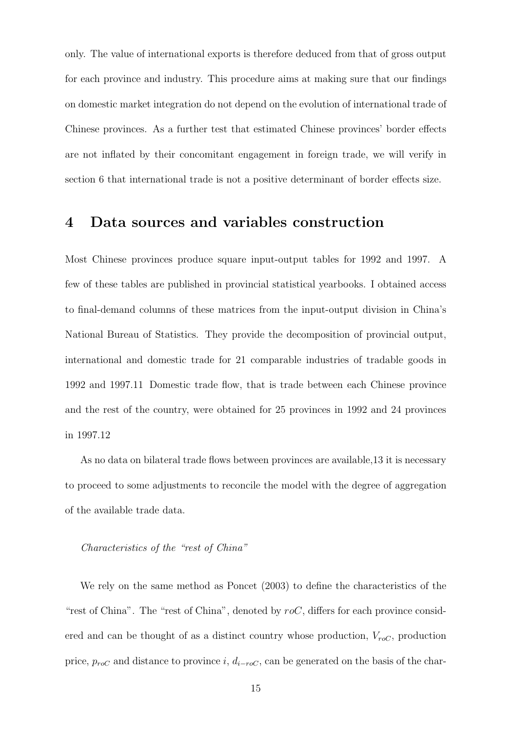only. The value of international exports is therefore deduced from that of gross output for each province and industry. This procedure aims at making sure that our findings on domestic market integration do not depend on the evolution of international trade of Chinese provinces. As a further test that estimated Chinese provinces' border effects are not inflated by their concomitant engagement in foreign trade, we will verify in section 6 that international trade is not a positive determinant of border effects size.

# 4 Data sources and variables construction

Most Chinese provinces produce square input-output tables for 1992 and 1997. A few of these tables are published in provincial statistical yearbooks. I obtained access to final-demand columns of these matrices from the input-output division in China's National Bureau of Statistics. They provide the decomposition of provincial output, international and domestic trade for 21 comparable industries of tradable goods in 1992 and 1997.[11] Domestic trade flow, that is trade between each Chinese province and the rest of the country, were obtained for 25 provinces in 1992 and 24 provinces in 1997.[12]

As no data on bilateral trade flows between provinces are available,[13] it is necessary to proceed to some adjustments to reconcile the model with the degree of aggregation of the available trade data.

*Characteristics of the "rest of China"*

We rely on the same method as Poncet (2003) to define the characteristics of the "rest of China". The "rest of China", denoted by $roC$, differs for each province considered and can be thought of as a distinct country whose production, $V_{roC}$, production price, $p_{roC}$ and distance to province $i$, $d_{i-roC}$, can be generated on the basis of the char-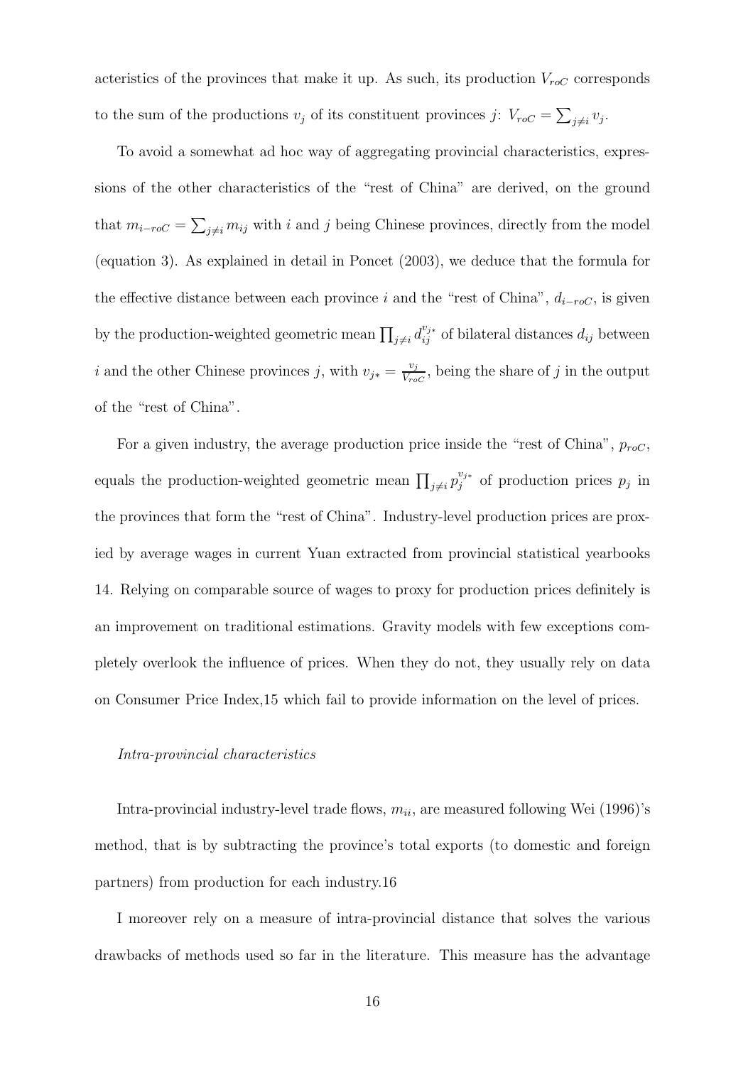acteristics of the provinces that make it up. As such, its production $V_{roC}$ corresponds to the sum of the productions $v_j$ of its constituent provinces $j$: $V_{roC} = \sum_{j \neq i} v_j$.

To avoid a somewhat ad hoc way of aggregating provincial characteristics, expressions of the other characteristics of the "rest of China" are derived, on the ground that $m_{i-roC} = \sum_{j \neq i} m_{ij}$ with $i$ and $j$ being Chinese provinces, directly from the model (equation 3). As explained in detail in Poncet (2003), we deduce that the formula for the effective distance between each province $i$ and the "rest of China", $d_{i-roC}$, is given by the production-weighted geometric mean $\prod_{j \neq i} d_{ij}^{v_{j*}}$ of bilateral distances $d_{ij}$ between $i$ and the other Chinese provinces $j$, with $v_{j*} = \frac{v_j}{V_{roC}}$, being the share of $j$ in the output of the "rest of China".

For a given industry, the average production price inside the "rest of China", $p_{roC}$, equals the production-weighted geometric mean $\prod_{j \neq i} p_j^{v_{j*}}$ of production prices $p_j$ in the provinces that form the "rest of China". Industry-level production prices are proxied by average wages in current Yuan extracted from provincial statistical yearbooks 14. Relying on comparable source of wages to proxy for production prices definitely is an improvement on traditional estimations. Gravity models with few exceptions completely overlook the influence of prices. When they do not, they usually rely on data on Consumer Price Index,15 which fail to provide information on the level of prices.

*Intra-provincial characteristics*

Intra-provincial industry-level trade flows, $m_{ii}$, are measured following Wei (1996)'s method, that is by subtracting the province's total exports (to domestic and foreign partners) from production for each industry.16

I moreover rely on a measure of intra-provincial distance that solves the various drawbacks of methods used so far in the literature. This measure has the advantage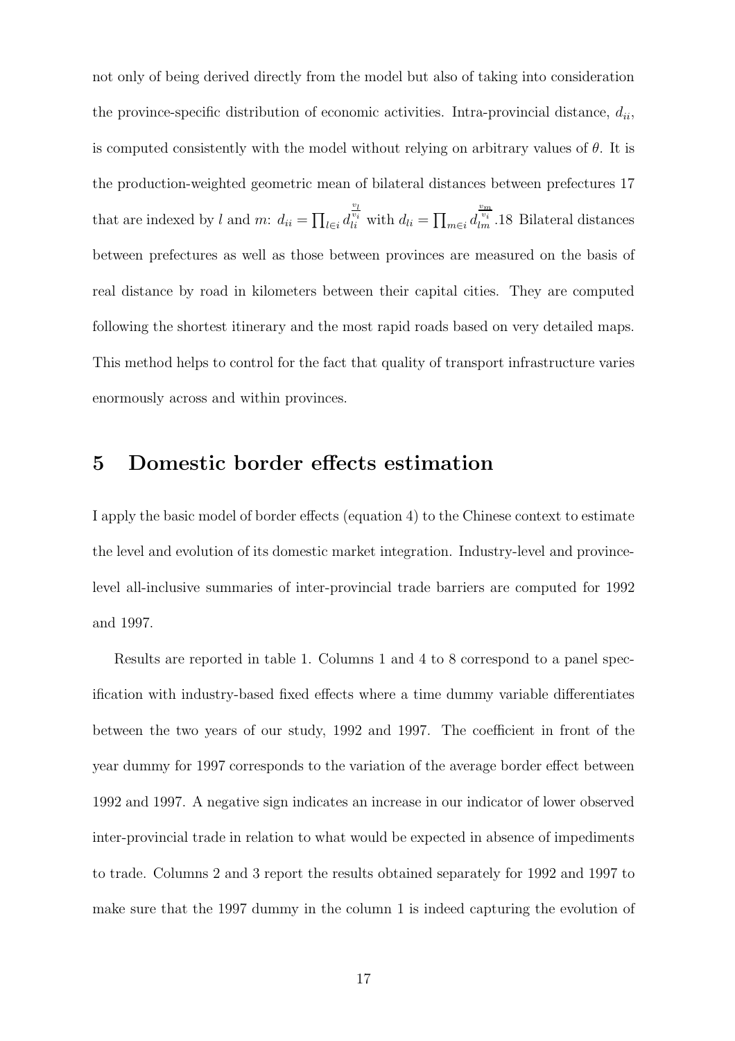not only of being derived directly from the model but also of taking into consideration the province-specific distribution of economic activities. Intra-provincial distance, $d_{ii}$, is computed consistently with the model without relying on arbitrary values of $\theta$. It is the production-weighted geometric mean of bilateral distances between prefectures 17 that are indexed by $l$ and $m$: $d_{ii} = \prod_{l \in i} d_{li}^{\frac{v_l}{v_i}}$ with $d_{li} = \prod_{m \in i} d_{lm}^{\frac{v_m}{v_i}}$.18 Bilateral distances between prefectures as well as those between provinces are measured on the basis of real distance by road in kilometers between their capital cities. They are computed following the shortest itinerary and the most rapid roads based on very detailed maps. This method helps to control for the fact that quality of transport infrastructure varies enormously across and within provinces.

# 5 Domestic border effects estimation

I apply the basic model of border effects (equation 4) to the Chinese context to estimate the level and evolution of its domestic market integration. Industry-level and province-level all-inclusive summaries of inter-provincial trade barriers are computed for 1992 and 1997.

Results are reported in table 1. Columns 1 and 4 to 8 correspond to a panel specification with industry-based fixed effects where a time dummy variable differentiates between the two years of our study, 1992 and 1997. The coefficient in front of the year dummy for 1997 corresponds to the variation of the average border effect between 1992 and 1997. A negative sign indicates an increase in our indicator of lower observed inter-provincial trade in relation to what would be expected in absence of impediments to trade. Columns 2 and 3 report the results obtained separately for 1992 and 1997 to make sure that the 1997 dummy in the column 1 is indeed capturing the evolution of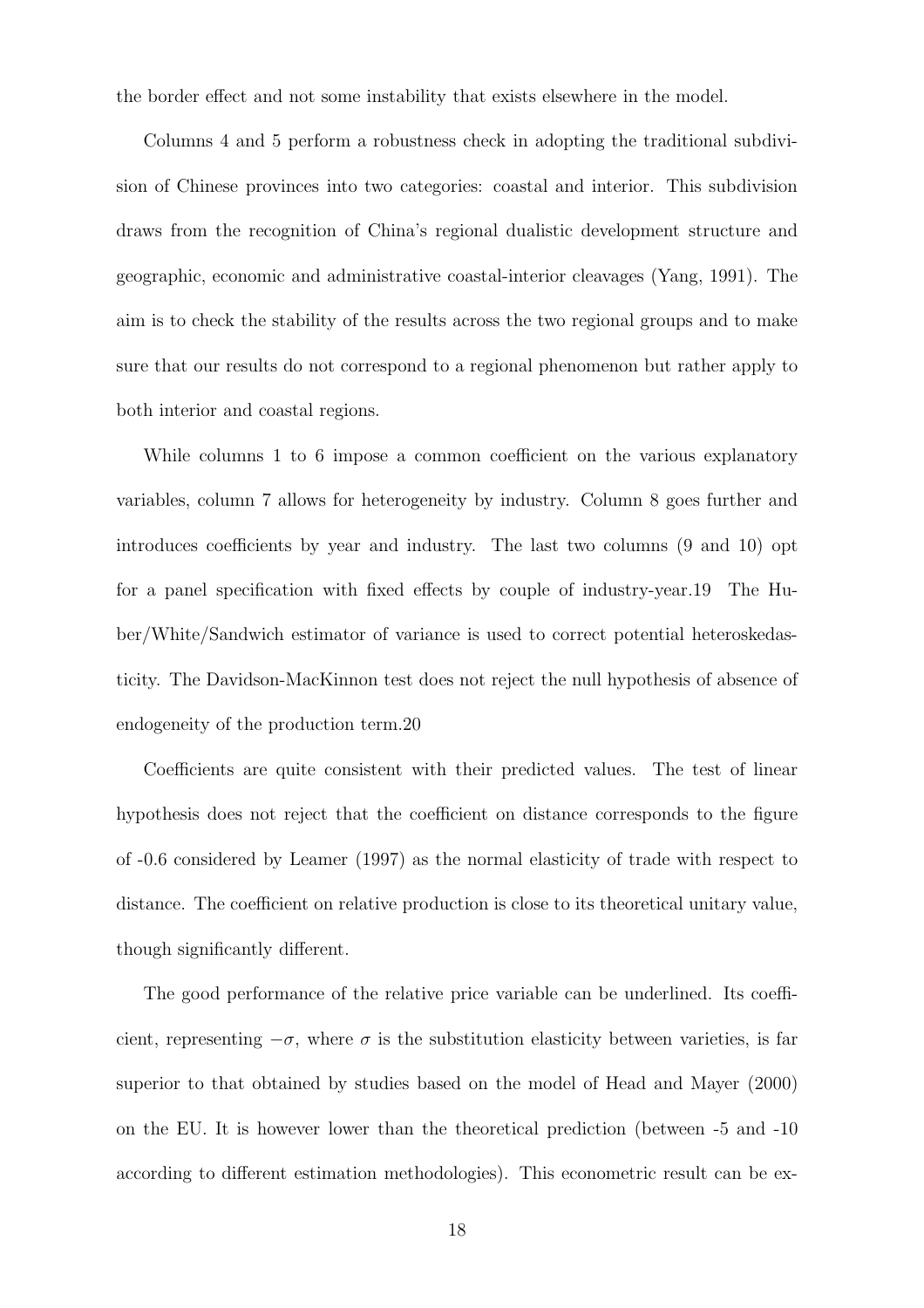the border effect and not some instability that exists elsewhere in the model.

Columns 4 and 5 perform a robustness check in adopting the traditional subdivision of Chinese provinces into two categories: coastal and interior. This subdivision draws from the recognition of China's regional dualistic development structure and geographic, economic and administrative coastal-interior cleavages (Yang, 1991). The aim is to check the stability of the results across the two regional groups and to make sure that our results do not correspond to a regional phenomenon but rather apply to both interior and coastal regions.

While columns 1 to 6 impose a common coefficient on the various explanatory variables, column 7 allows for heterogeneity by industry. Column 8 goes further and introduces coefficients by year and industry. The last two columns (9 and 10) opt for a panel specification with fixed effects by couple of industry-year.[19] The Huber/White/Sandwich estimator of variance is used to correct potential heteroskedasticity. The Davidson-MacKinnon test does not reject the null hypothesis of absence of endogeneity of the production term.[20]

Coefficients are quite consistent with their predicted values. The test of linear hypothesis does not reject that the coefficient on distance corresponds to the figure of -0.6 considered by Leamer (1997) as the normal elasticity of trade with respect to distance. The coefficient on relative production is close to its theoretical unitary value, though significantly different.

The good performance of the relative price variable can be underlined. Its coefficient, representing $-\sigma$, where $\sigma$ is the substitution elasticity between varieties, is far superior to that obtained by studies based on the model of Head and Mayer (2000) on the EU. It is however lower than the theoretical prediction (between -5 and -10 according to different estimation methodologies). This econometric result can be ex-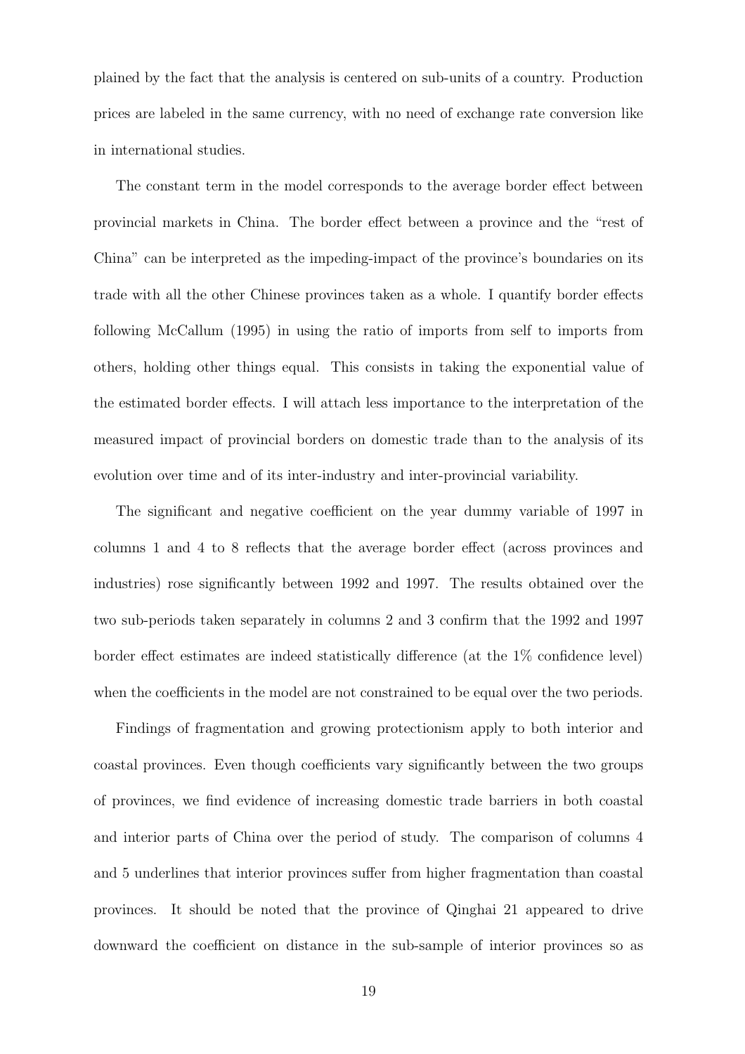plained by the fact that the analysis is centered on sub-units of a country. Production prices are labeled in the same currency, with no need of exchange rate conversion like in international studies.

The constant term in the model corresponds to the average border effect between provincial markets in China. The border effect between a province and the "rest of China" can be interpreted as the impeding-impact of the province's boundaries on its trade with all the other Chinese provinces taken as a whole. I quantify border effects following McCallum (1995) in using the ratio of imports from self to imports from others, holding other things equal. This consists in taking the exponential value of the estimated border effects. I will attach less importance to the interpretation of the measured impact of provincial borders on domestic trade than to the analysis of its evolution over time and of its inter-industry and inter-provincial variability.

The significant and negative coefficient on the year dummy variable of 1997 in columns 1 and 4 to 8 reflects that the average border effect (across provinces and industries) rose significantly between 1992 and 1997. The results obtained over the two sub-periods taken separately in columns 2 and 3 confirm that the 1992 and 1997 border effect estimates are indeed statistically difference (at the 1% confidence level) when the coefficients in the model are not constrained to be equal over the two periods.

Findings of fragmentation and growing protectionism apply to both interior and coastal provinces. Even though coefficients vary significantly between the two groups of provinces, we find evidence of increasing domestic trade barriers in both coastal and interior parts of China over the period of study. The comparison of columns 4 and 5 underlines that interior provinces suffer from higher fragmentation than coastal provinces. It should be noted that the province of Qinghai 21 appeared to drive downward the coefficient on distance in the sub-sample of interior provinces so as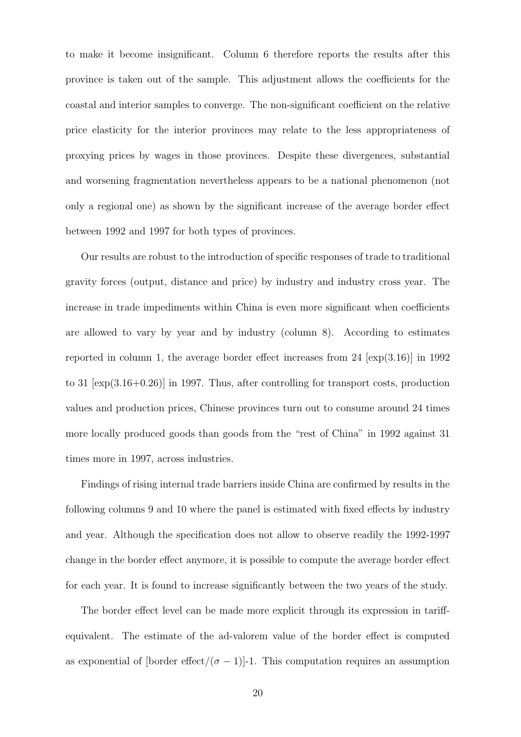to make it become insignificant. Column 6 therefore reports the results after this province is taken out of the sample. This adjustment allows the coefficients for the coastal and interior samples to converge. The non-significant coefficient on the relative price elasticity for the interior provinces may relate to the less appropriateness of proxying prices by wages in those provinces. Despite these divergences, substantial and worsening fragmentation nevertheless appears to be a national phenomenon (not only a regional one) as shown by the significant increase of the average border effect between 1992 and 1997 for both types of provinces.

Our results are robust to the introduction of specific responses of trade to traditional gravity forces (output, distance and price) by industry and industry cross year. The increase in trade impediments within China is even more significant when coefficients are allowed to vary by year and by industry (column 8). According to estimates reported in column 1, the average border effect increases from 24 [$\exp(3.16)$] in 1992 to 31 [$\exp(3.16{+}0.26)$] in 1997. Thus, after controlling for transport costs, production values and production prices, Chinese provinces turn out to consume around 24 times more locally produced goods than goods from the "rest of China" in 1992 against 31 times more in 1997, across industries.

Findings of rising internal trade barriers inside China are confirmed by results in the following columns 9 and 10 where the panel is estimated with fixed effects by industry and year. Although the specification does not allow to observe readily the 1992-1997 change in the border effect anymore, it is possible to compute the average border effect for each year. It is found to increase significantly between the two years of the study.

The border effect level can be made more explicit through its expression in tariff-equivalent. The estimate of the ad-valorem value of the border effect is computed as exponential of [border effect/$(\sigma - 1)$]-1. This computation requires an assumption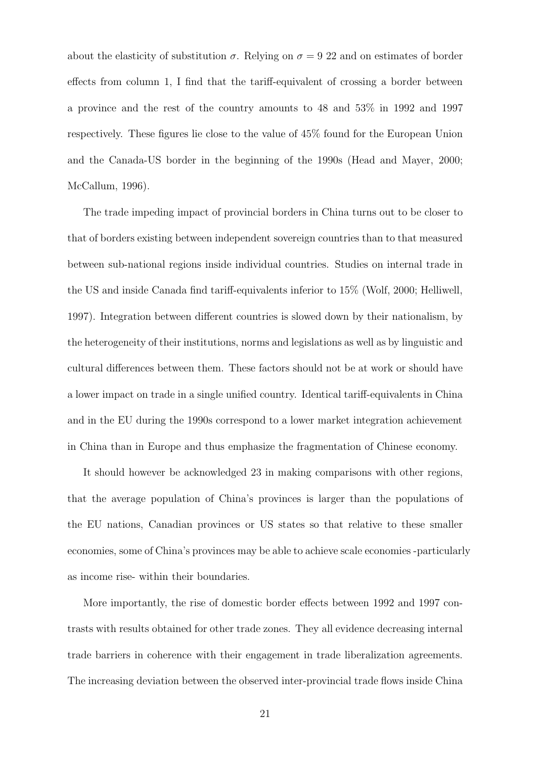about the elasticity of substitution $\sigma$. Relying on $\sigma = 9$ 22 and on estimates of border effects from column 1, I find that the tariff-equivalent of crossing a border between a province and the rest of the country amounts to 48 and 53% in 1992 and 1997 respectively. These figures lie close to the value of 45% found for the European Union and the Canada-US border in the beginning of the 1990s (Head and Mayer, 2000; McCallum, 1996).

The trade impeding impact of provincial borders in China turns out to be closer to that of borders existing between independent sovereign countries than to that measured between sub-national regions inside individual countries. Studies on internal trade in the US and inside Canada find tariff-equivalents inferior to 15% (Wolf, 2000; Helliwell, 1997). Integration between different countries is slowed down by their nationalism, by the heterogeneity of their institutions, norms and legislations as well as by linguistic and cultural differences between them. These factors should not be at work or should have a lower impact on trade in a single unified country. Identical tariff-equivalents in China and in the EU during the 1990s correspond to a lower market integration achievement in China than in Europe and thus emphasize the fragmentation of Chinese economy.

It should however be acknowledged 23 in making comparisons with other regions, that the average population of China's provinces is larger than the populations of the EU nations, Canadian provinces or US states so that relative to these smaller economies, some of China's provinces may be able to achieve scale economies -particularly as income rise- within their boundaries.

More importantly, the rise of domestic border effects between 1992 and 1997 contrasts with results obtained for other trade zones. They all evidence decreasing internal trade barriers in coherence with their engagement in trade liberalization agreements. The increasing deviation between the observed inter-provincial trade flows inside China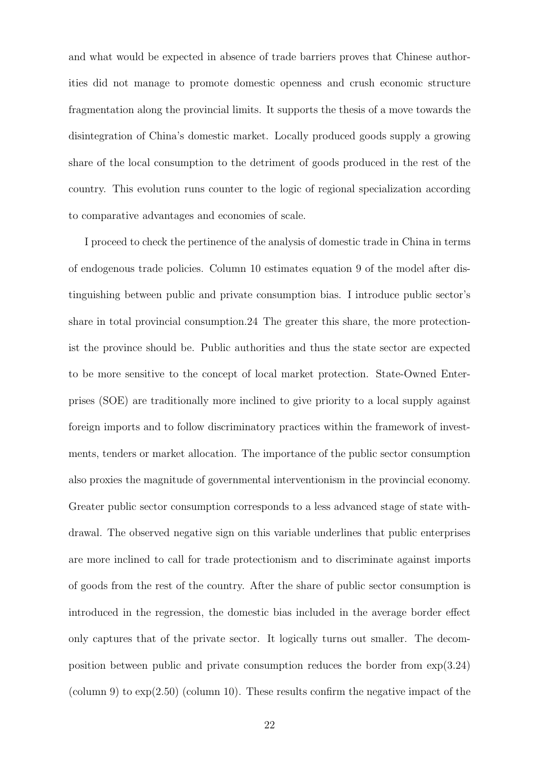and what would be expected in absence of trade barriers proves that Chinese authorities did not manage to promote domestic openness and crush economic structure fragmentation along the provincial limits. It supports the thesis of a move towards the disintegration of China's domestic market. Locally produced goods supply a growing share of the local consumption to the detriment of goods produced in the rest of the country. This evolution runs counter to the logic of regional specialization according to comparative advantages and economies of scale.

I proceed to check the pertinence of the analysis of domestic trade in China in terms of endogenous trade policies. Column 10 estimates equation 9 of the model after distinguishing between public and private consumption bias. I introduce public sector's share in total provincial consumption.24 The greater this share, the more protectionist the province should be. Public authorities and thus the state sector are expected to be more sensitive to the concept of local market protection. State-Owned Enterprises (SOE) are traditionally more inclined to give priority to a local supply against foreign imports and to follow discriminatory practices within the framework of investments, tenders or market allocation. The importance of the public sector consumption also proxies the magnitude of governmental interventionism in the provincial economy. Greater public sector consumption corresponds to a less advanced stage of state withdrawal. The observed negative sign on this variable underlines that public enterprises are more inclined to call for trade protectionism and to discriminate against imports of goods from the rest of the country. After the share of public sector consumption is introduced in the regression, the domestic bias included in the average border effect only captures that of the private sector. It logically turns out smaller. The decomposition between public and private consumption reduces the border from $\exp(3.24)$ (column 9) to $\exp(2.50)$ (column 10). These results confirm the negative impact of the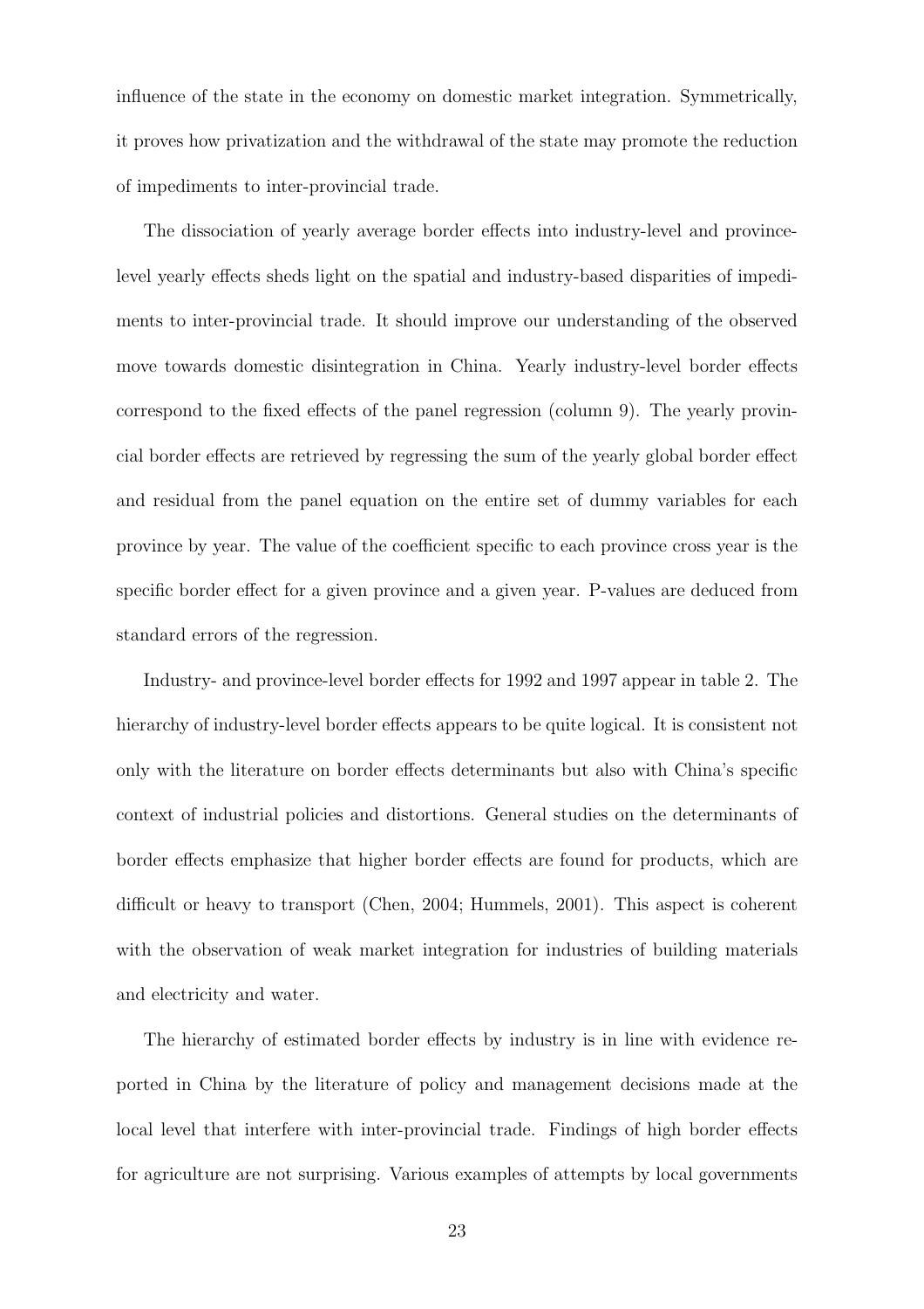influence of the state in the economy on domestic market integration. Symmetrically, it proves how privatization and the withdrawal of the state may promote the reduction of impediments to inter-provincial trade.

The dissociation of yearly average border effects into industry-level and province-level yearly effects sheds light on the spatial and industry-based disparities of impediments to inter-provincial trade. It should improve our understanding of the observed move towards domestic disintegration in China. Yearly industry-level border effects correspond to the fixed effects of the panel regression (column 9). The yearly provincial border effects are retrieved by regressing the sum of the yearly global border effect and residual from the panel equation on the entire set of dummy variables for each province by year. The value of the coefficient specific to each province cross year is the specific border effect for a given province and a given year. P-values are deduced from standard errors of the regression.

Industry- and province-level border effects for 1992 and 1997 appear in table 2. The hierarchy of industry-level border effects appears to be quite logical. It is consistent not only with the literature on border effects determinants but also with China's specific context of industrial policies and distortions. General studies on the determinants of border effects emphasize that higher border effects are found for products, which are difficult or heavy to transport (Chen, 2004; Hummels, 2001). This aspect is coherent with the observation of weak market integration for industries of building materials and electricity and water.

The hierarchy of estimated border effects by industry is in line with evidence reported in China by the literature of policy and management decisions made at the local level that interfere with inter-provincial trade. Findings of high border effects for agriculture are not surprising. Various examples of attempts by local governments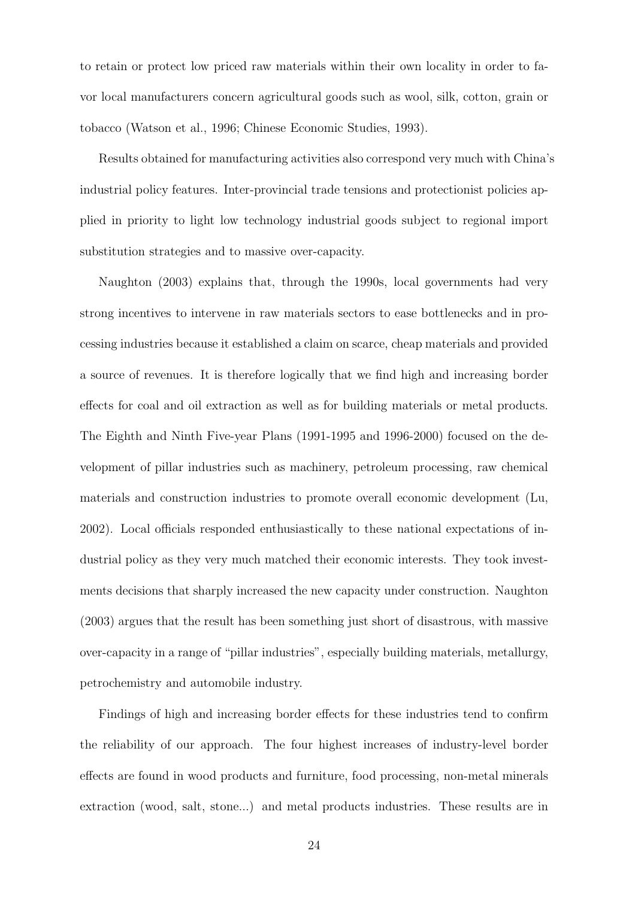to retain or protect low priced raw materials within their own locality in order to favor local manufacturers concern agricultural goods such as wool, silk, cotton, grain or tobacco (Watson et al., 1996; Chinese Economic Studies, 1993).

Results obtained for manufacturing activities also correspond very much with China's industrial policy features. Inter-provincial trade tensions and protectionist policies applied in priority to light low technology industrial goods subject to regional import substitution strategies and to massive over-capacity.

Naughton (2003) explains that, through the 1990s, local governments had very strong incentives to intervene in raw materials sectors to ease bottlenecks and in processing industries because it established a claim on scarce, cheap materials and provided a source of revenues. It is therefore logically that we find high and increasing border effects for coal and oil extraction as well as for building materials or metal products. The Eighth and Ninth Five-year Plans (1991-1995 and 1996-2000) focused on the development of pillar industries such as machinery, petroleum processing, raw chemical materials and construction industries to promote overall economic development (Lu, 2002). Local officials responded enthusiastically to these national expectations of industrial policy as they very much matched their economic interests. They took investments decisions that sharply increased the new capacity under construction. Naughton (2003) argues that the result has been something just short of disastrous, with massive over-capacity in a range of "pillar industries", especially building materials, metallurgy, petrochemistry and automobile industry.

Findings of high and increasing border effects for these industries tend to confirm the reliability of our approach. The four highest increases of industry-level border effects are found in wood products and furniture, food processing, non-metal minerals extraction (wood, salt, stone...) and metal products industries. These results are in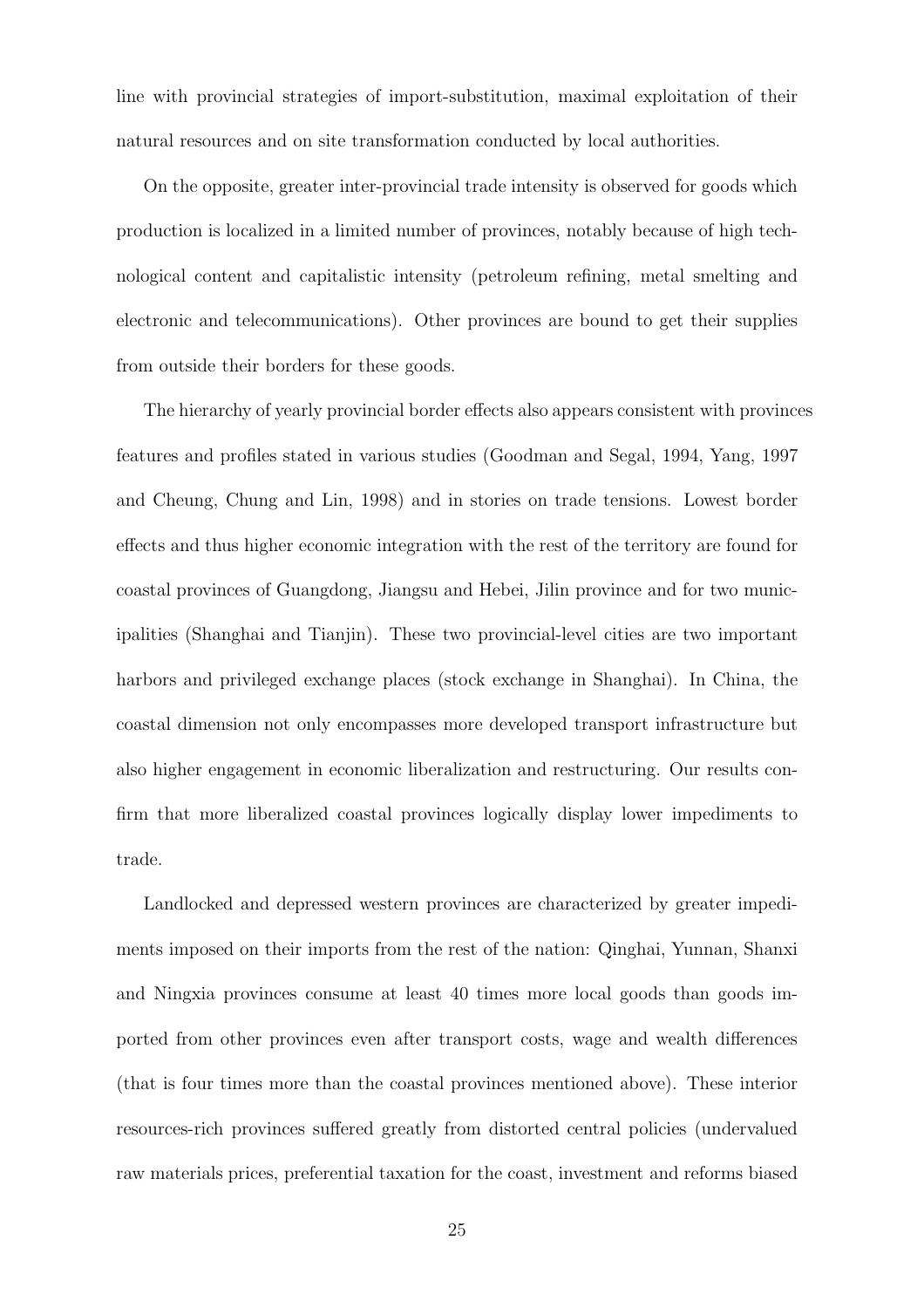line with provincial strategies of import-substitution, maximal exploitation of their natural resources and on site transformation conducted by local authorities.

On the opposite, greater inter-provincial trade intensity is observed for goods which production is localized in a limited number of provinces, notably because of high technological content and capitalistic intensity (petroleum refining, metal smelting and electronic and telecommunications). Other provinces are bound to get their supplies from outside their borders for these goods.

The hierarchy of yearly provincial border effects also appears consistent with provinces features and profiles stated in various studies (Goodman and Segal, 1994, Yang, 1997 and Cheung, Chung and Lin, 1998) and in stories on trade tensions. Lowest border effects and thus higher economic integration with the rest of the territory are found for coastal provinces of Guangdong, Jiangsu and Hebei, Jilin province and for two municipalities (Shanghai and Tianjin). These two provincial-level cities are two important harbors and privileged exchange places (stock exchange in Shanghai). In China, the coastal dimension not only encompasses more developed transport infrastructure but also higher engagement in economic liberalization and restructuring. Our results confirm that more liberalized coastal provinces logically display lower impediments to trade.

Landlocked and depressed western provinces are characterized by greater impediments imposed on their imports from the rest of the nation: Qinghai, Yunnan, Shanxi and Ningxia provinces consume at least 40 times more local goods than goods imported from other provinces even after transport costs, wage and wealth differences (that is four times more than the coastal provinces mentioned above). These interior resources-rich provinces suffered greatly from distorted central policies (undervalued raw materials prices, preferential taxation for the coast, investment and reforms biased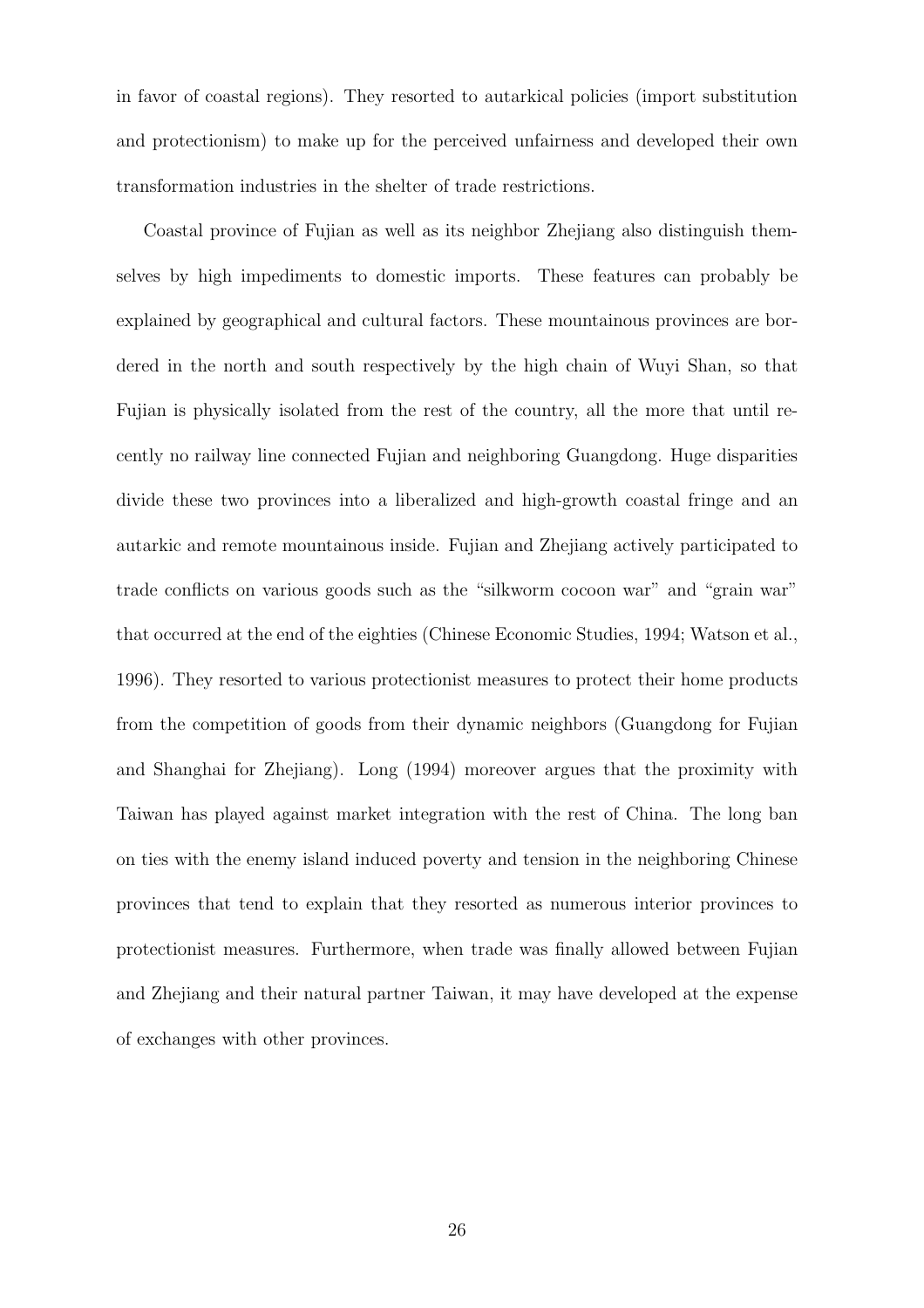in favor of coastal regions). They resorted to autarkical policies (import substitution and protectionism) to make up for the perceived unfairness and developed their own transformation industries in the shelter of trade restrictions.

Coastal province of Fujian as well as its neighbor Zhejiang also distinguish themselves by high impediments to domestic imports. These features can probably be explained by geographical and cultural factors. These mountainous provinces are bordered in the north and south respectively by the high chain of Wuyi Shan, so that Fujian is physically isolated from the rest of the country, all the more that until recently no railway line connected Fujian and neighboring Guangdong. Huge disparities divide these two provinces into a liberalized and high-growth coastal fringe and an autarkic and remote mountainous inside. Fujian and Zhejiang actively participated to trade conflicts on various goods such as the "silkworm cocoon war" and "grain war" that occurred at the end of the eighties (Chinese Economic Studies, 1994; Watson et al., 1996). They resorted to various protectionist measures to protect their home products from the competition of goods from their dynamic neighbors (Guangdong for Fujian and Shanghai for Zhejiang). Long (1994) moreover argues that the proximity with Taiwan has played against market integration with the rest of China. The long ban on ties with the enemy island induced poverty and tension in the neighboring Chinese provinces that tend to explain that they resorted as numerous interior provinces to protectionist measures. Furthermore, when trade was finally allowed between Fujian and Zhejiang and their natural partner Taiwan, it may have developed at the expense of exchanges with other provinces.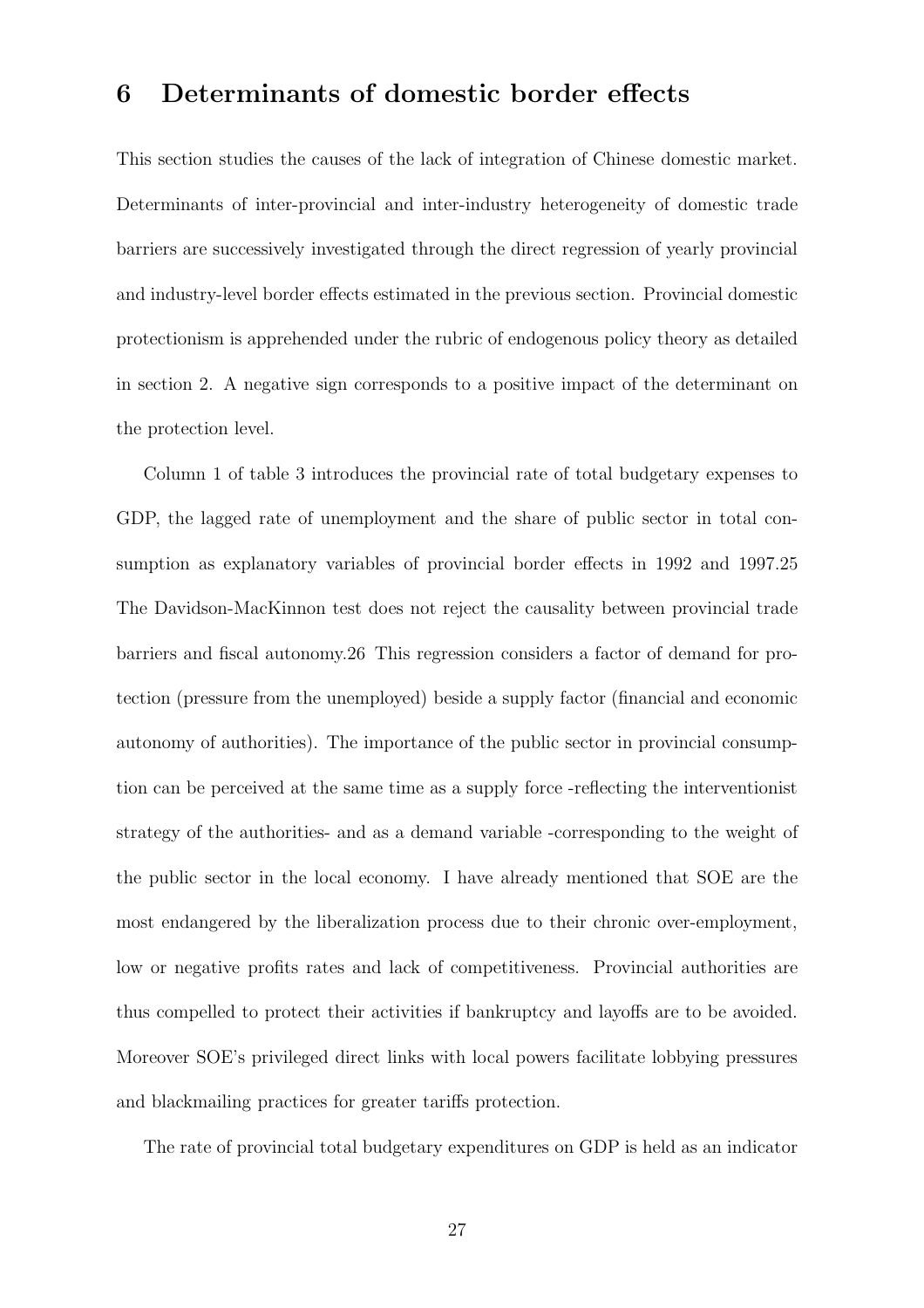# 6 Determinants of domestic border effects

This section studies the causes of the lack of integration of Chinese domestic market. Determinants of inter-provincial and inter-industry heterogeneity of domestic trade barriers are successively investigated through the direct regression of yearly provincial and industry-level border effects estimated in the previous section. Provincial domestic protectionism is apprehended under the rubric of endogenous policy theory as detailed in section 2. A negative sign corresponds to a positive impact of the determinant on the protection level.

Column 1 of table 3 introduces the provincial rate of total budgetary expenses to GDP, the lagged rate of unemployment and the share of public sector in total consumption as explanatory variables of provincial border effects in 1992 and 1997.[25] The Davidson-MacKinnon test does not reject the causality between provincial trade barriers and fiscal autonomy.[26] This regression considers a factor of demand for protection (pressure from the unemployed) beside a supply factor (financial and economic autonomy of authorities). The importance of the public sector in provincial consumption can be perceived at the same time as a supply force -reflecting the interventionist strategy of the authorities- and as a demand variable -corresponding to the weight of the public sector in the local economy. I have already mentioned that SOE are the most endangered by the liberalization process due to their chronic over-employment, low or negative profits rates and lack of competitiveness. Provincial authorities are thus compelled to protect their activities if bankruptcy and layoffs are to be avoided. Moreover SOE's privileged direct links with local powers facilitate lobbying pressures and blackmailing practices for greater tariffs protection.

The rate of provincial total budgetary expenditures on GDP is held as an indicator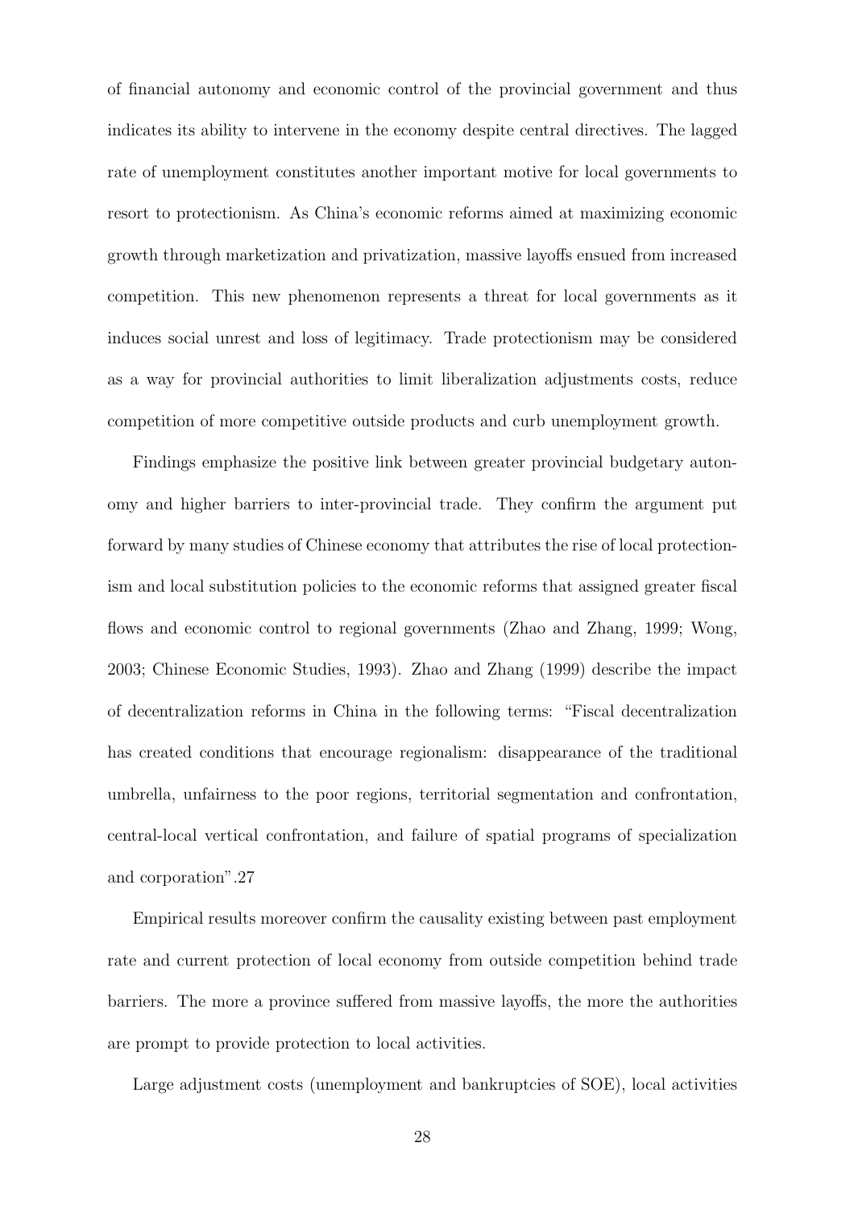of financial autonomy and economic control of the provincial government and thus indicates its ability to intervene in the economy despite central directives. The lagged rate of unemployment constitutes another important motive for local governments to resort to protectionism. As China's economic reforms aimed at maximizing economic growth through marketization and privatization, massive layoffs ensued from increased competition. This new phenomenon represents a threat for local governments as it induces social unrest and loss of legitimacy. Trade protectionism may be considered as a way for provincial authorities to limit liberalization adjustments costs, reduce competition of more competitive outside products and curb unemployment growth.

Findings emphasize the positive link between greater provincial budgetary autonomy and higher barriers to inter-provincial trade. They confirm the argument put forward by many studies of Chinese economy that attributes the rise of local protectionism and local substitution policies to the economic reforms that assigned greater fiscal flows and economic control to regional governments (Zhao and Zhang, 1999; Wong, 2003; Chinese Economic Studies, 1993). Zhao and Zhang (1999) describe the impact of decentralization reforms in China in the following terms: "Fiscal decentralization has created conditions that encourage regionalism: disappearance of the traditional umbrella, unfairness to the poor regions, territorial segmentation and confrontation, central-local vertical confrontation, and failure of spatial programs of specialization and corporation".27

Empirical results moreover confirm the causality existing between past employment rate and current protection of local economy from outside competition behind trade barriers. The more a province suffered from massive layoffs, the more the authorities are prompt to provide protection to local activities.

Large adjustment costs (unemployment and bankruptcies of SOE), local activities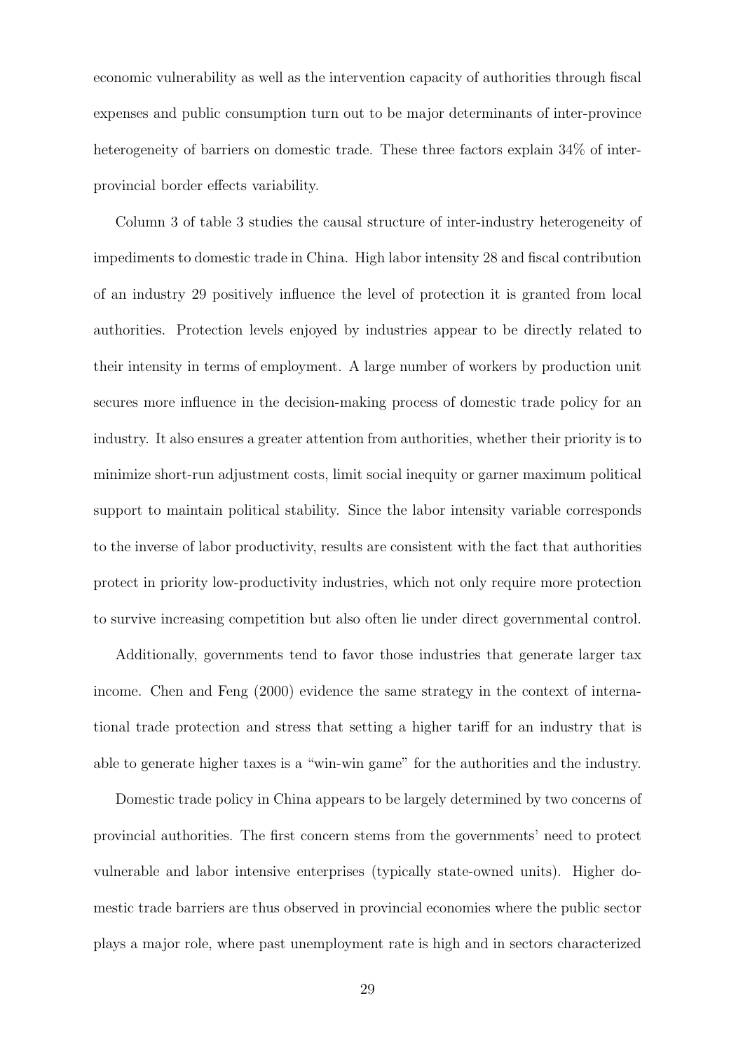economic vulnerability as well as the intervention capacity of authorities through fiscal expenses and public consumption turn out to be major determinants of inter-province heterogeneity of barriers on domestic trade. These three factors explain 34% of inter-provincial border effects variability.

Column 3 of table 3 studies the causal structure of inter-industry heterogeneity of impediments to domestic trade in China. High labor intensity 28 and fiscal contribution of an industry 29 positively influence the level of protection it is granted from local authorities. Protection levels enjoyed by industries appear to be directly related to their intensity in terms of employment. A large number of workers by production unit secures more influence in the decision-making process of domestic trade policy for an industry. It also ensures a greater attention from authorities, whether their priority is to minimize short-run adjustment costs, limit social inequity or garner maximum political support to maintain political stability. Since the labor intensity variable corresponds to the inverse of labor productivity, results are consistent with the fact that authorities protect in priority low-productivity industries, which not only require more protection to survive increasing competition but also often lie under direct governmental control.

Additionally, governments tend to favor those industries that generate larger tax income. Chen and Feng (2000) evidence the same strategy in the context of international trade protection and stress that setting a higher tariff for an industry that is able to generate higher taxes is a "win-win game" for the authorities and the industry.

Domestic trade policy in China appears to be largely determined by two concerns of provincial authorities. The first concern stems from the governments' need to protect vulnerable and labor intensive enterprises (typically state-owned units). Higher domestic trade barriers are thus observed in provincial economies where the public sector plays a major role, where past unemployment rate is high and in sectors characterized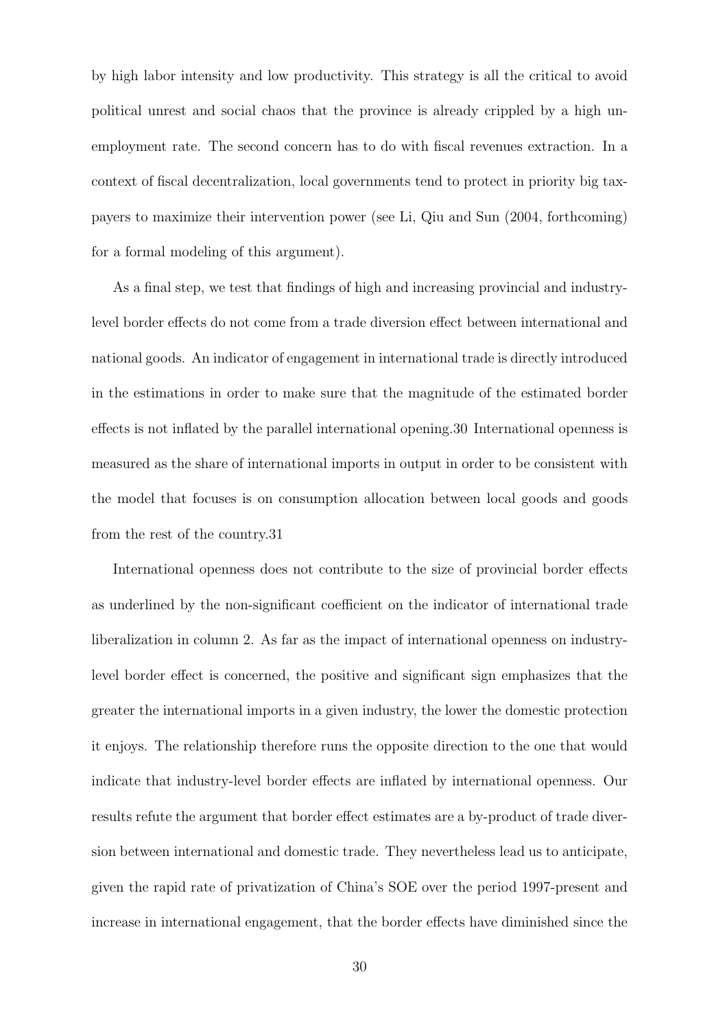by high labor intensity and low productivity. This strategy is all the critical to avoid political unrest and social chaos that the province is already crippled by a high unemployment rate. The second concern has to do with fiscal revenues extraction. In a context of fiscal decentralization, local governments tend to protect in priority big taxpayers to maximize their intervention power (see Li, Qiu and Sun (2004, forthcoming) for a formal modeling of this argument).

As a final step, we test that findings of high and increasing provincial and industry-level border effects do not come from a trade diversion effect between international and national goods. An indicator of engagement in international trade is directly introduced in the estimations in order to make sure that the magnitude of the estimated border effects is not inflated by the parallel international opening.30 International openness is measured as the share of international imports in output in order to be consistent with the model that focuses is on consumption allocation between local goods and goods from the rest of the country.31

International openness does not contribute to the size of provincial border effects as underlined by the non-significant coefficient on the indicator of international trade liberalization in column 2. As far as the impact of international openness on industry-level border effect is concerned, the positive and significant sign emphasizes that the greater the international imports in a given industry, the lower the domestic protection it enjoys. The relationship therefore runs the opposite direction to the one that would indicate that industry-level border effects are inflated by international openness. Our results refute the argument that border effect estimates are a by-product of trade diversion between international and domestic trade. They nevertheless lead us to anticipate, given the rapid rate of privatization of China's SOE over the period 1997-present and increase in international engagement, that the border effects have diminished since the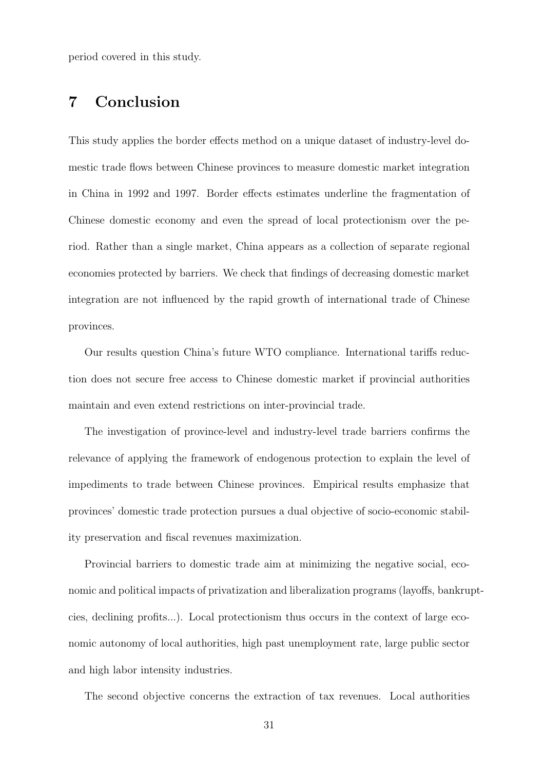period covered in this study.

## 7 Conclusion

This study applies the border effects method on a unique dataset of industry-level domestic trade flows between Chinese provinces to measure domestic market integration in China in 1992 and 1997. Border effects estimates underline the fragmentation of Chinese domestic economy and even the spread of local protectionism over the period. Rather than a single market, China appears as a collection of separate regional economies protected by barriers. We check that findings of decreasing domestic market integration are not influenced by the rapid growth of international trade of Chinese provinces.

Our results question China's future WTO compliance. International tariffs reduction does not secure free access to Chinese domestic market if provincial authorities maintain and even extend restrictions on inter-provincial trade.

The investigation of province-level and industry-level trade barriers confirms the relevance of applying the framework of endogenous protection to explain the level of impediments to trade between Chinese provinces. Empirical results emphasize that provinces' domestic trade protection pursues a dual objective of socio-economic stability preservation and fiscal revenues maximization.

Provincial barriers to domestic trade aim at minimizing the negative social, economic and political impacts of privatization and liberalization programs (layoffs, bankruptcies, declining profits...). Local protectionism thus occurs in the context of large economic autonomy of local authorities, high past unemployment rate, large public sector and high labor intensity industries.

The second objective concerns the extraction of tax revenues. Local authorities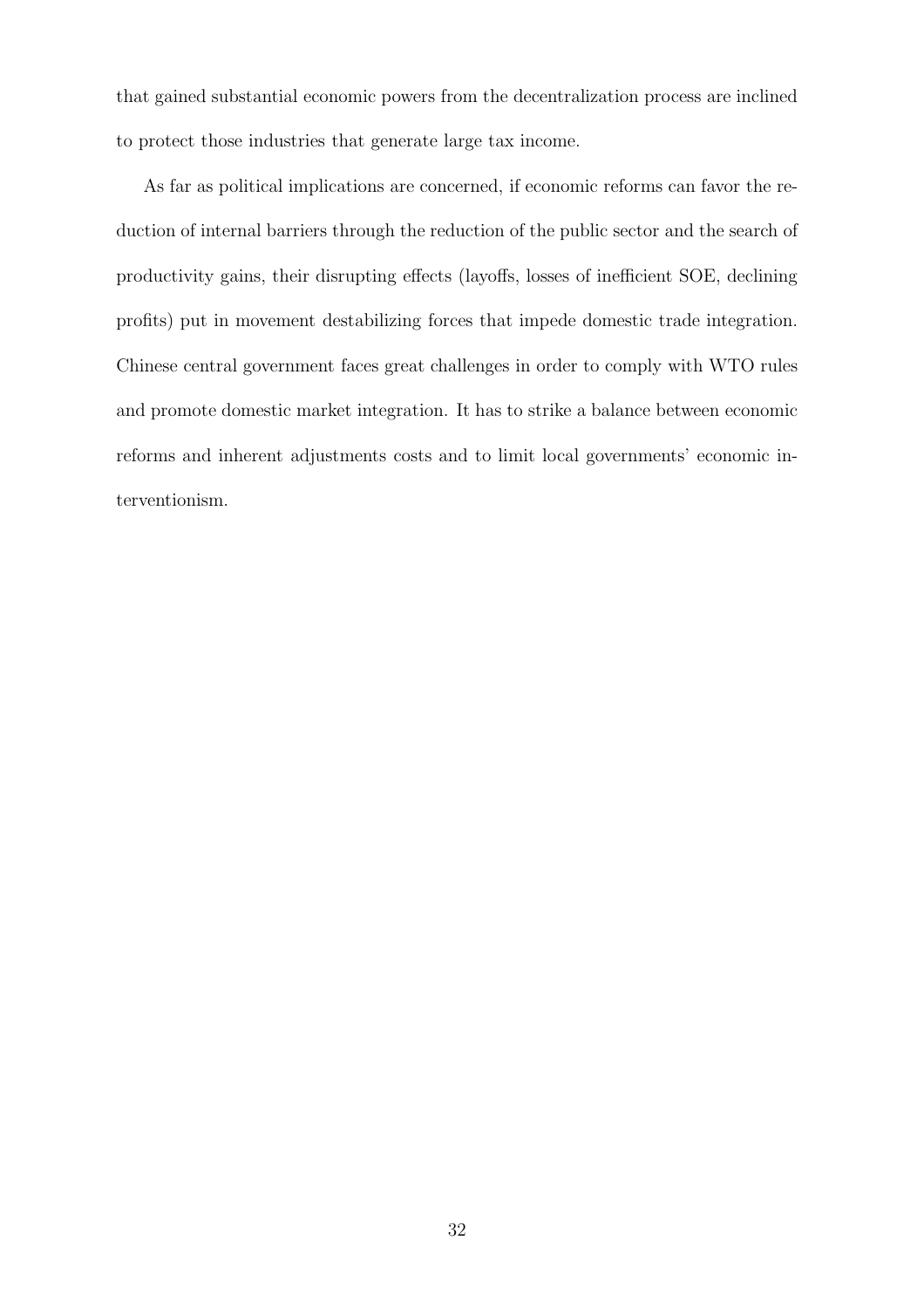that gained substantial economic powers from the decentralization process are inclined to protect those industries that generate large tax income.

As far as political implications are concerned, if economic reforms can favor the reduction of internal barriers through the reduction of the public sector and the search of productivity gains, their disrupting effects (layoffs, losses of inefficient SOE, declining profits) put in movement destabilizing forces that impede domestic trade integration. Chinese central government faces great challenges in order to comply with WTO rules and promote domestic market integration. It has to strike a balance between economic reforms and inherent adjustments costs and to limit local governments' economic interventionism.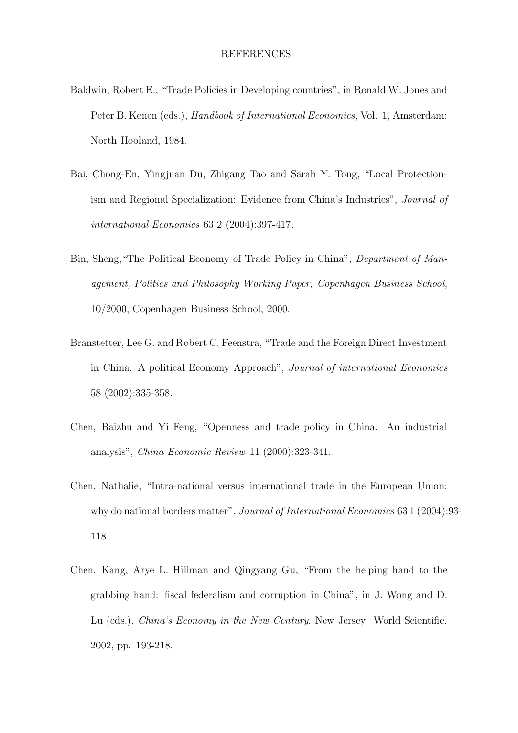# REFERENCES

Baldwin, Robert E., "Trade Policies in Developing countries", in Ronald W. Jones and Peter B. Kenen (eds.), *Handbook of International Economics*, Vol. 1, Amsterdam: North Hooland, 1984.

Bai, Chong-En, Yingjuan Du, Zhigang Tao and Sarah Y. Tong, "Local Protectionism and Regional Specialization: Evidence from China's Industries", *Journal of international Economics* 63 2 (2004):397-417.

Bin, Sheng,"The Political Economy of Trade Policy in China", *Department of Management, Politics and Philosophy Working Paper, Copenhagen Business School,* 10/2000, Copenhagen Business School, 2000.

Branstetter, Lee G. and Robert C. Feenstra, "Trade and the Foreign Direct Investment in China: A political Economy Approach", *Journal of international Economics* 58 (2002):335-358.

Chen, Baizhu and Yi Feng, "Openness and trade policy in China. An industrial analysis", *China Economic Review* 11 (2000):323-341.

Chen, Nathalie, "Intra-national versus international trade in the European Union: why do national borders matter", *Journal of International Economics* 63 1 (2004):93-118.

Chen, Kang, Arye L. Hillman and Qingyang Gu, "From the helping hand to the grabbing hand: fiscal federalism and corruption in China", in J. Wong and D. Lu (eds.), *China's Economy in the New Century*, New Jersey: World Scientific, 2002, pp. 193-218.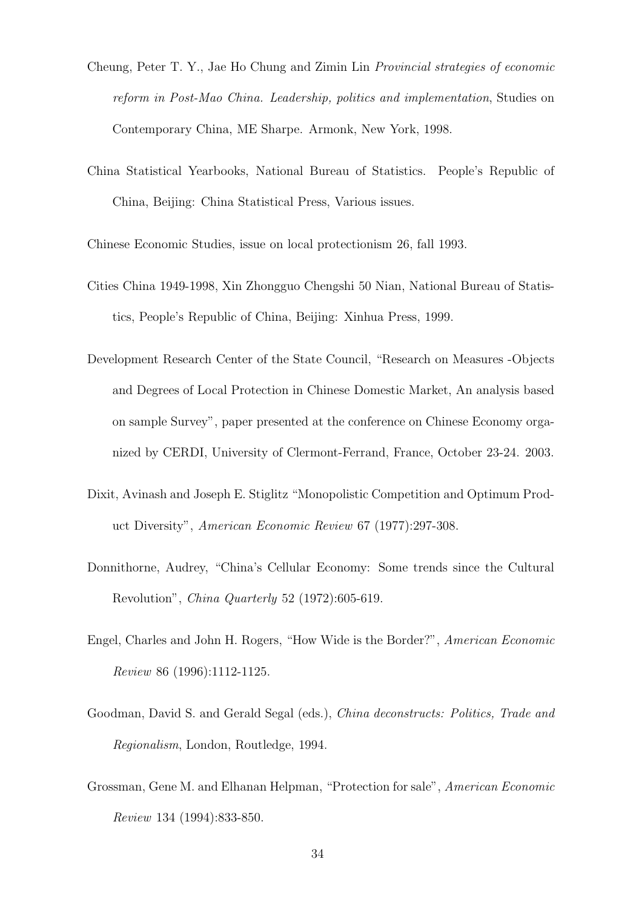Cheung, Peter T. Y., Jae Ho Chung and Zimin Lin *Provincial strategies of economic reform in Post-Mao China. Leadership, politics and implementation*, Studies on Contemporary China, ME Sharpe. Armonk, New York, 1998.

China Statistical Yearbooks, National Bureau of Statistics. People's Republic of China, Beijing: China Statistical Press, Various issues.

Chinese Economic Studies, issue on local protectionism 26, fall 1993.

Cities China 1949-1998, Xin Zhongguo Chengshi 50 Nian, National Bureau of Statistics, People's Republic of China, Beijing: Xinhua Press, 1999.

Development Research Center of the State Council, "Research on Measures -Objects and Degrees of Local Protection in Chinese Domestic Market, An analysis based on sample Survey", paper presented at the conference on Chinese Economy organized by CERDI, University of Clermont-Ferrand, France, October 23-24. 2003.

Dixit, Avinash and Joseph E. Stiglitz "Monopolistic Competition and Optimum Product Diversity", *American Economic Review* 67 (1977):297-308.

Donnithorne, Audrey, "China's Cellular Economy: Some trends since the Cultural Revolution", *China Quarterly* 52 (1972):605-619.

Engel, Charles and John H. Rogers, "How Wide is the Border?", *American Economic Review* 86 (1996):1112-1125.

Goodman, David S. and Gerald Segal (eds.), *China deconstructs: Politics, Trade and Regionalism*, London, Routledge, 1994.

Grossman, Gene M. and Elhanan Helpman, "Protection for sale", *American Economic Review* 134 (1994):833-850.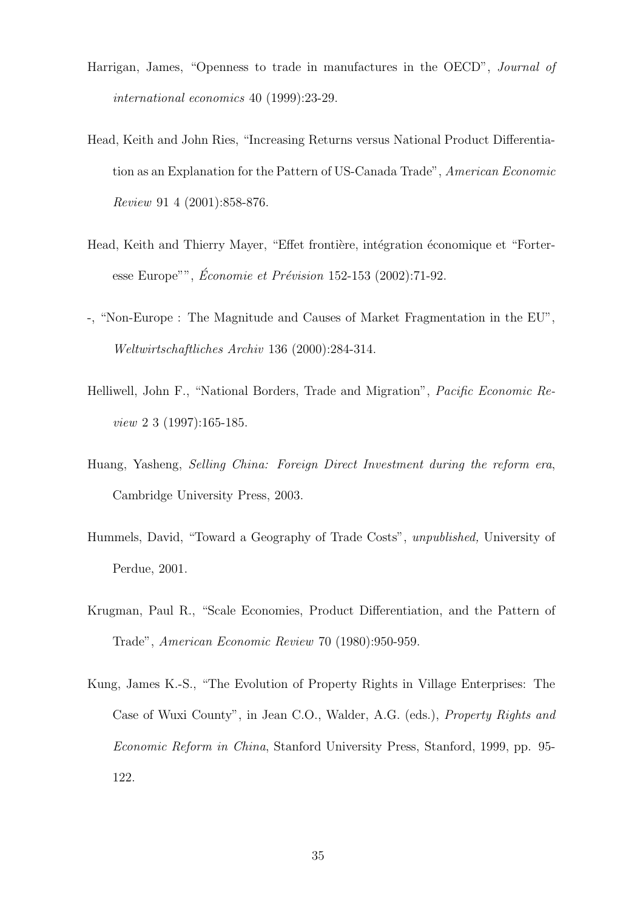Harrigan, James, "Openness to trade in manufactures in the OECD", *Journal of international economics* 40 (1999):23-29.

Head, Keith and John Ries, "Increasing Returns versus National Product Differentiation as an Explanation for the Pattern of US-Canada Trade", *American Economic Review* 91 4 (2001):858-876.

Head, Keith and Thierry Mayer, "Effet frontière, intégration économique et "Forteresse Europe"", *Économie et Prévision* 152-153 (2002):71-92.

-, "Non-Europe : The Magnitude and Causes of Market Fragmentation in the EU", *Weltwirtschaftliches Archiv* 136 (2000):284-314.

Helliwell, John F., "National Borders, Trade and Migration", *Pacific Economic Review* 2 3 (1997):165-185.

Huang, Yasheng, *Selling China: Foreign Direct Investment during the reform era*, Cambridge University Press, 2003.

Hummels, David, "Toward a Geography of Trade Costs", *unpublished,* University of Perdue, 2001.

Krugman, Paul R., "Scale Economies, Product Differentiation, and the Pattern of Trade", *American Economic Review* 70 (1980):950-959.

Kung, James K.-S., "The Evolution of Property Rights in Village Enterprises: The Case of Wuxi County", in Jean C.O., Walder, A.G. (eds.), *Property Rights and Economic Reform in China*, Stanford University Press, Stanford, 1999, pp. 95-122.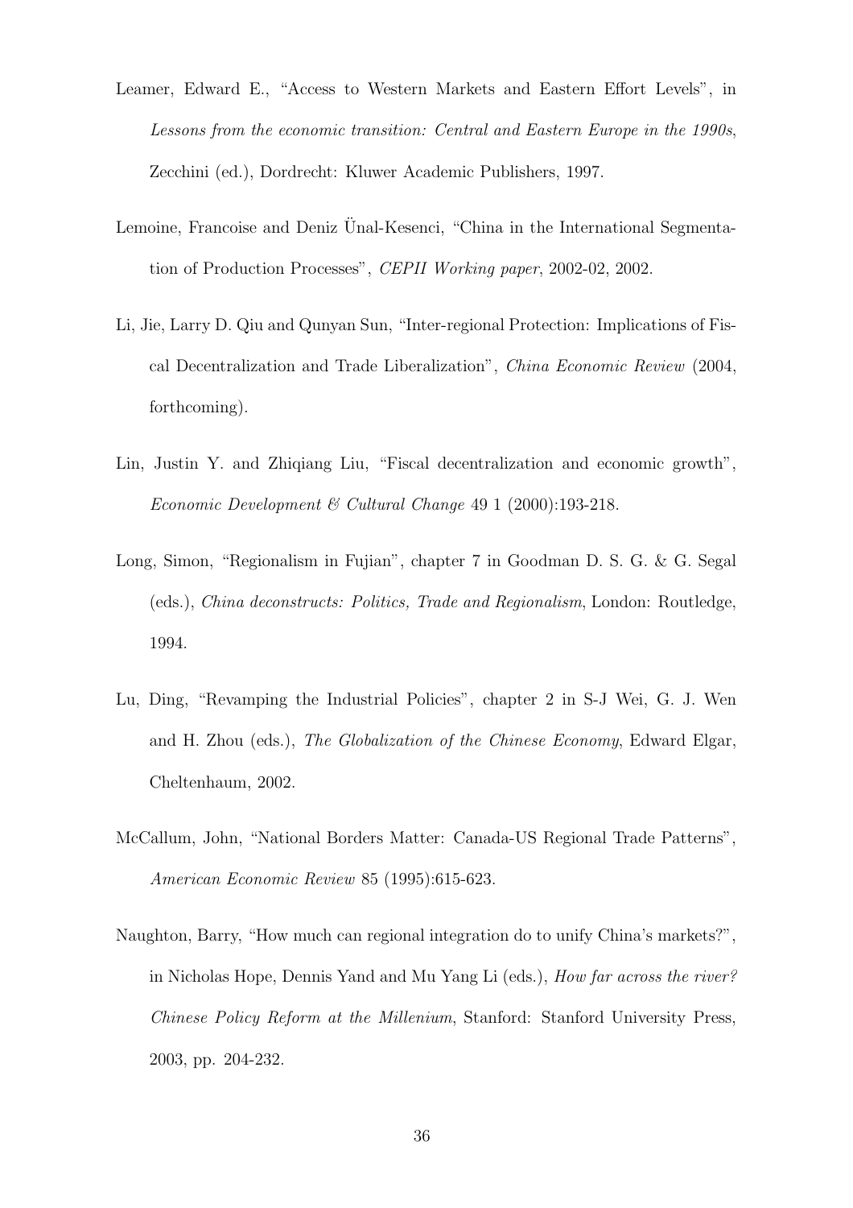Leamer, Edward E., "Access to Western Markets and Eastern Effort Levels", in *Lessons from the economic transition: Central and Eastern Europe in the 1990s*, Zecchini (ed.), Dordrecht: Kluwer Academic Publishers, 1997.

Lemoine, Francoise and Deniz Ünal-Kesenci, "China in the International Segmentation of Production Processes", *CEPII Working paper*, 2002-02, 2002.

Li, Jie, Larry D. Qiu and Qunyan Sun, "Inter-regional Protection: Implications of Fiscal Decentralization and Trade Liberalization", *China Economic Review* (2004, forthcoming).

Lin, Justin Y. and Zhiqiang Liu, "Fiscal decentralization and economic growth", *Economic Development & Cultural Change* 49 1 (2000):193-218.

Long, Simon, "Regionalism in Fujian", chapter 7 in Goodman D. S. G. & G. Segal (eds.), *China deconstructs: Politics, Trade and Regionalism*, London: Routledge, 1994.

Lu, Ding, "Revamping the Industrial Policies", chapter 2 in S-J Wei, G. J. Wen and H. Zhou (eds.), *The Globalization of the Chinese Economy*, Edward Elgar, Cheltenhaum, 2002.

McCallum, John, "National Borders Matter: Canada-US Regional Trade Patterns", *American Economic Review* 85 (1995):615-623.

Naughton, Barry, "How much can regional integration do to unify China's markets?", in Nicholas Hope, Dennis Yand and Mu Yang Li (eds.), *How far across the river? Chinese Policy Reform at the Millenium*, Stanford: Stanford University Press, 2003, pp. 204-232.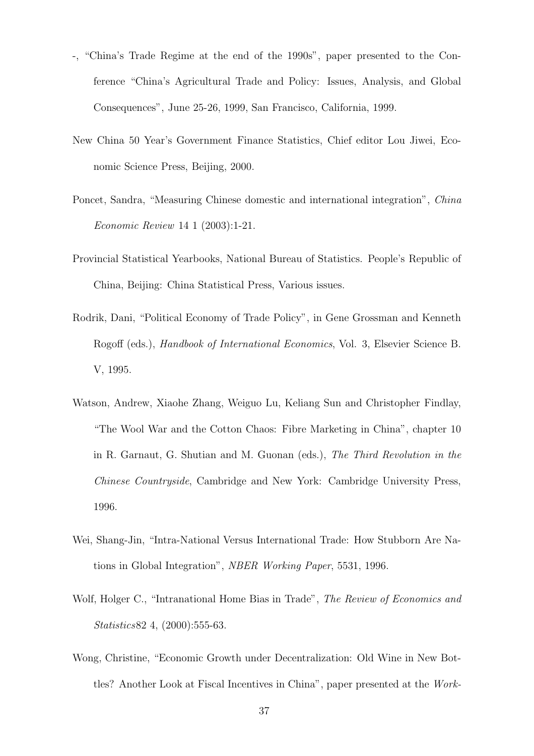-, "China's Trade Regime at the end of the 1990s", paper presented to the Conference "China's Agricultural Trade and Policy: Issues, Analysis, and Global Consequences", June 25-26, 1999, San Francisco, California, 1999.

New China 50 Year's Government Finance Statistics, Chief editor Lou Jiwei, Economic Science Press, Beijing, 2000.

Poncet, Sandra, "Measuring Chinese domestic and international integration", *China Economic Review* 14 1 (2003):1-21.

Provincial Statistical Yearbooks, National Bureau of Statistics. People's Republic of China, Beijing: China Statistical Press, Various issues.

Rodrik, Dani, "Political Economy of Trade Policy", in Gene Grossman and Kenneth Rogoff (eds.), *Handbook of International Economics*, Vol. 3, Elsevier Science B. V, 1995.

Watson, Andrew, Xiaohe Zhang, Weiguo Lu, Keliang Sun and Christopher Findlay, "The Wool War and the Cotton Chaos: Fibre Marketing in China", chapter 10 in R. Garnaut, G. Shutian and M. Guonan (eds.), *The Third Revolution in the Chinese Countryside*, Cambridge and New York: Cambridge University Press, 1996.

Wei, Shang-Jin, "Intra-National Versus International Trade: How Stubborn Are Nations in Global Integration", *NBER Working Paper*, 5531, 1996.

Wolf, Holger C., "Intranational Home Bias in Trade", *The Review of Economics and Statistics*82 4, (2000):555-63.

Wong, Christine, "Economic Growth under Decentralization: Old Wine in New Bottles? Another Look at Fiscal Incentives in China", paper presented at the *Work-*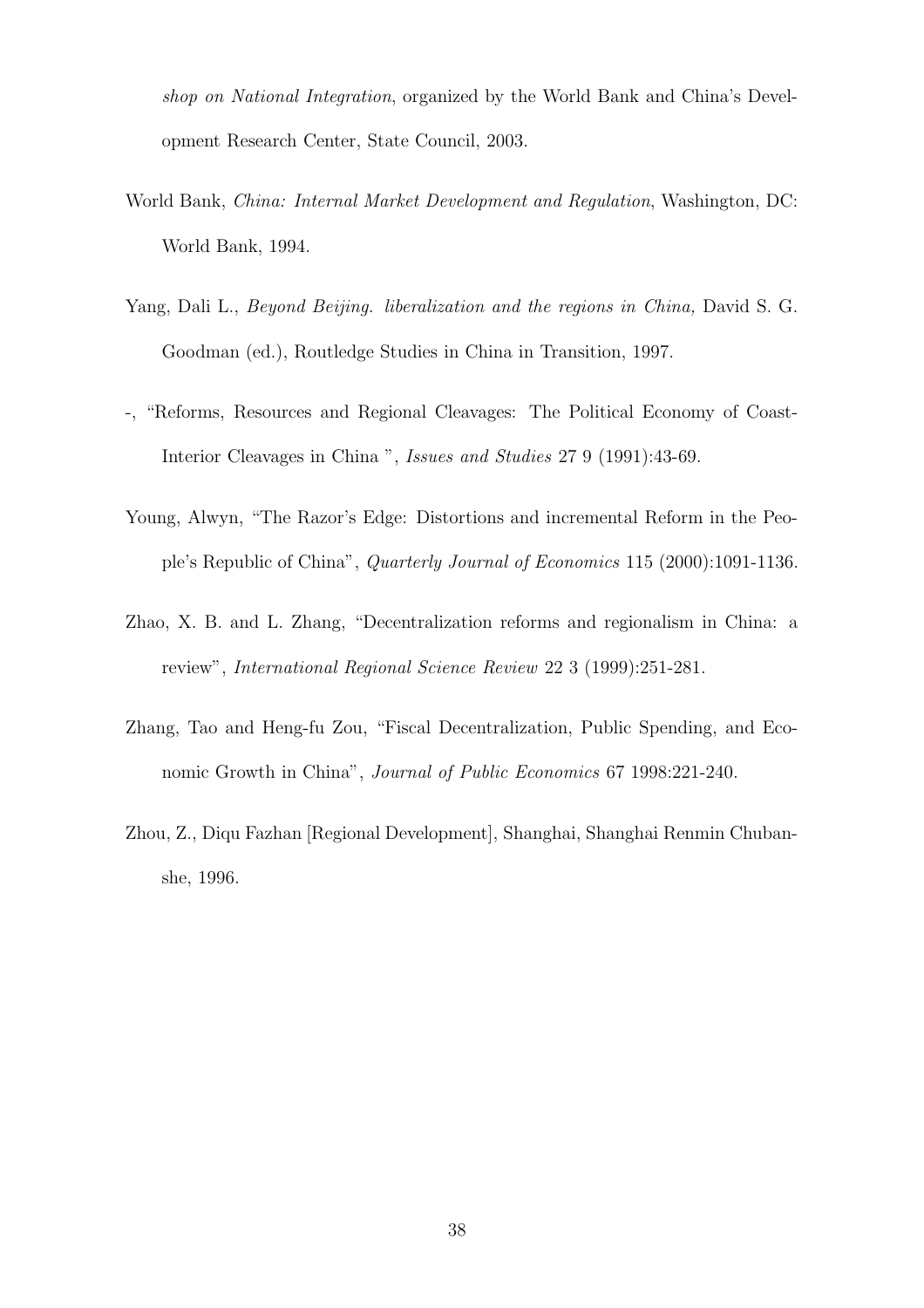*shop on National Integration*, organized by the World Bank and China's Development Research Center, State Council, 2003.

World Bank, *China: Internal Market Development and Regulation*, Washington, DC: World Bank, 1994.

Yang, Dali L., *Beyond Beijing. liberalization and the regions in China,* David S. G. Goodman (ed.), Routledge Studies in China in Transition, 1997.

-, "Reforms, Resources and Regional Cleavages: The Political Economy of Coast-Interior Cleavages in China ", *Issues and Studies* 27 9 (1991):43-69.

Young, Alwyn, "The Razor's Edge: Distortions and incremental Reform in the People's Republic of China", *Quarterly Journal of Economics* 115 (2000):1091-1136.

Zhao, X. B. and L. Zhang, "Decentralization reforms and regionalism in China: a review", *International Regional Science Review* 22 3 (1999):251-281.

Zhang, Tao and Heng-fu Zou, "Fiscal Decentralization, Public Spending, and Economic Growth in China", *Journal of Public Economics* 67 1998:221-240.

Zhou, Z., Diqu Fazhan [Regional Development], Shanghai, Shanghai Renmin Chubanshe, 1996.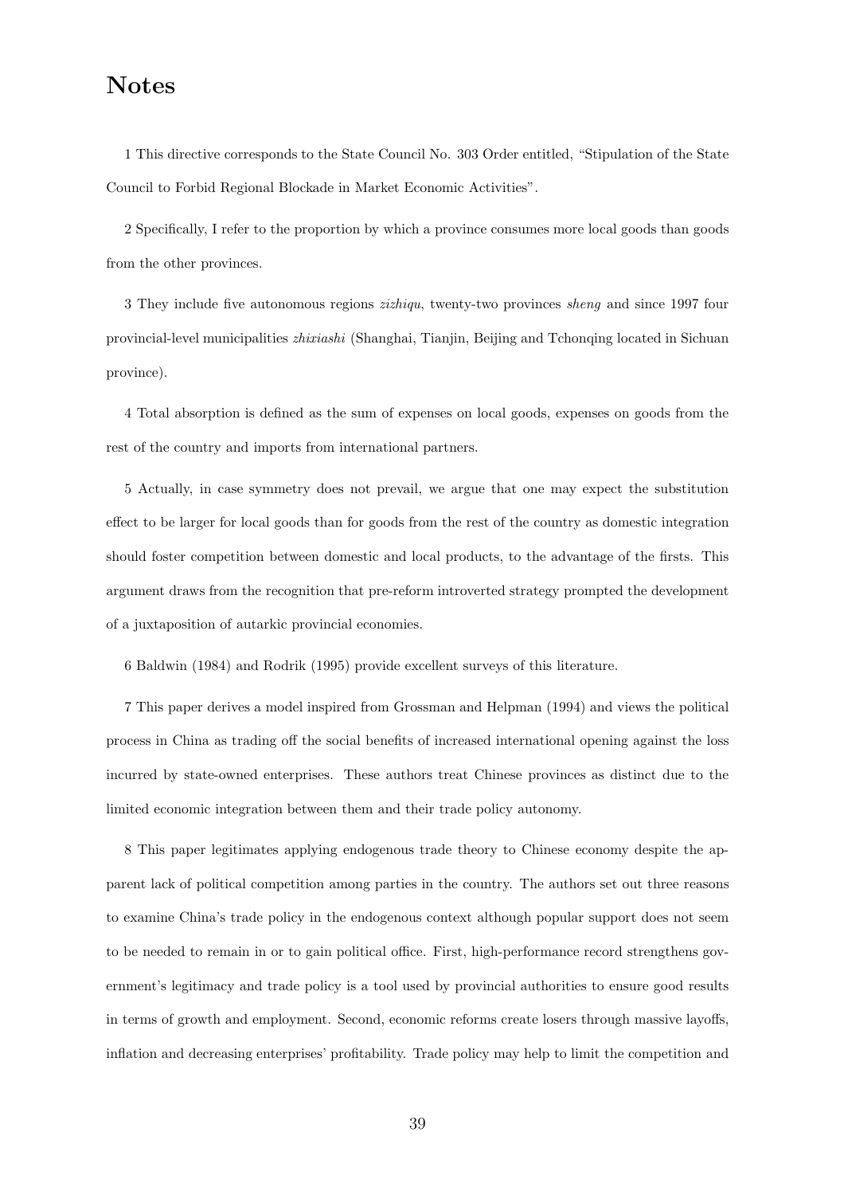## Notes

1 This directive corresponds to the State Council No. 303 Order entitled, "Stipulation of the State Council to Forbid Regional Blockade in Market Economic Activities".

2 Specifically, I refer to the proportion by which a province consumes more local goods than goods from the other provinces.

3 They include five autonomous regions *zizhiqu*, twenty-two provinces *sheng* and since 1997 four provincial-level municipalities *zhixiashi* (Shanghai, Tianjin, Beijing and Tchonqing located in Sichuan province).

4 Total absorption is defined as the sum of expenses on local goods, expenses on goods from the rest of the country and imports from international partners.

5 Actually, in case symmetry does not prevail, we argue that one may expect the substitution effect to be larger for local goods than for goods from the rest of the country as domestic integration should foster competition between domestic and local products, to the advantage of the firsts. This argument draws from the recognition that pre-reform introverted strategy prompted the development of a juxtaposition of autarkic provincial economies.

6 Baldwin (1984) and Rodrik (1995) provide excellent surveys of this literature.

7 This paper derives a model inspired from Grossman and Helpman (1994) and views the political process in China as trading off the social benefits of increased international opening against the loss incurred by state-owned enterprises. These authors treat Chinese provinces as distinct due to the limited economic integration between them and their trade policy autonomy.

8 This paper legitimates applying endogenous trade theory to Chinese economy despite the apparent lack of political competition among parties in the country. The authors set out three reasons to examine China's trade policy in the endogenous context although popular support does not seem to be needed to remain in or to gain political office. First, high-performance record strengthens government's legitimacy and trade policy is a tool used by provincial authorities to ensure good results in terms of growth and employment. Second, economic reforms create losers through massive layoffs, inflation and decreasing enterprises' profitability. Trade policy may help to limit the competition and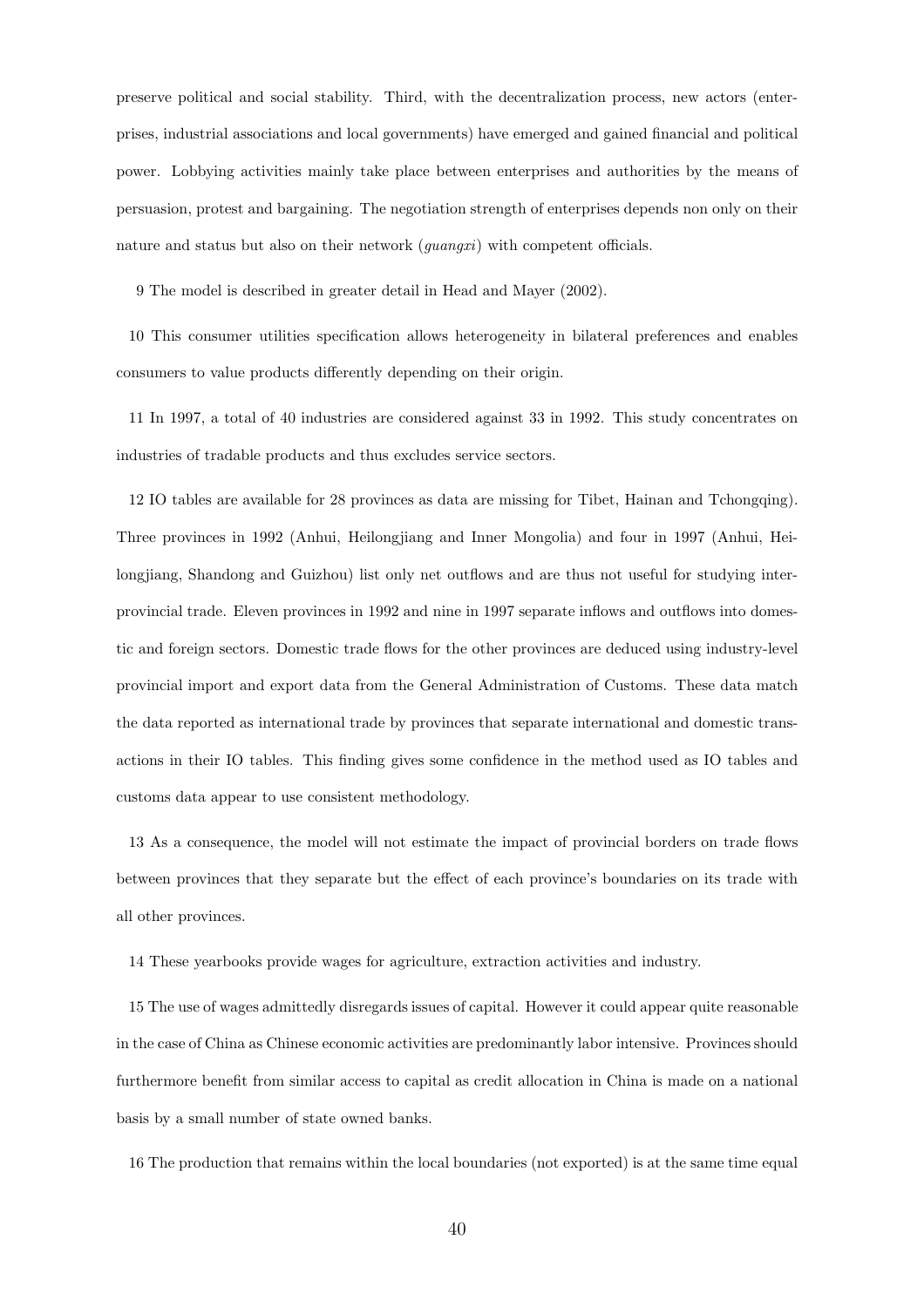preserve political and social stability. Third, with the decentralization process, new actors (enterprises, industrial associations and local governments) have emerged and gained financial and political power. Lobbying activities mainly take place between enterprises and authorities by the means of persuasion, protest and bargaining. The negotiation strength of enterprises depends non only on their nature and status but also on their network (*guangxi*) with competent officials.

9 The model is described in greater detail in Head and Mayer (2002).

10 This consumer utilities specification allows heterogeneity in bilateral preferences and enables consumers to value products differently depending on their origin.

11 In 1997, a total of 40 industries are considered against 33 in 1992. This study concentrates on industries of tradable products and thus excludes service sectors.

12 IO tables are available for 28 provinces as data are missing for Tibet, Hainan and Tchongqing). Three provinces in 1992 (Anhui, Heilongjiang and Inner Mongolia) and four in 1997 (Anhui, Heilongjiang, Shandong and Guizhou) list only net outflows and are thus not useful for studying interprovincial trade. Eleven provinces in 1992 and nine in 1997 separate inflows and outflows into domestic and foreign sectors. Domestic trade flows for the other provinces are deduced using industry-level provincial import and export data from the General Administration of Customs. These data match the data reported as international trade by provinces that separate international and domestic transactions in their IO tables. This finding gives some confidence in the method used as IO tables and customs data appear to use consistent methodology.

13 As a consequence, the model will not estimate the impact of provincial borders on trade flows between provinces that they separate but the effect of each province's boundaries on its trade with all other provinces.

14 These yearbooks provide wages for agriculture, extraction activities and industry.

15 The use of wages admittedly disregards issues of capital. However it could appear quite reasonable in the case of China as Chinese economic activities are predominantly labor intensive. Provinces should furthermore benefit from similar access to capital as credit allocation in China is made on a national basis by a small number of state owned banks.

16 The production that remains within the local boundaries (not exported) is at the same time equal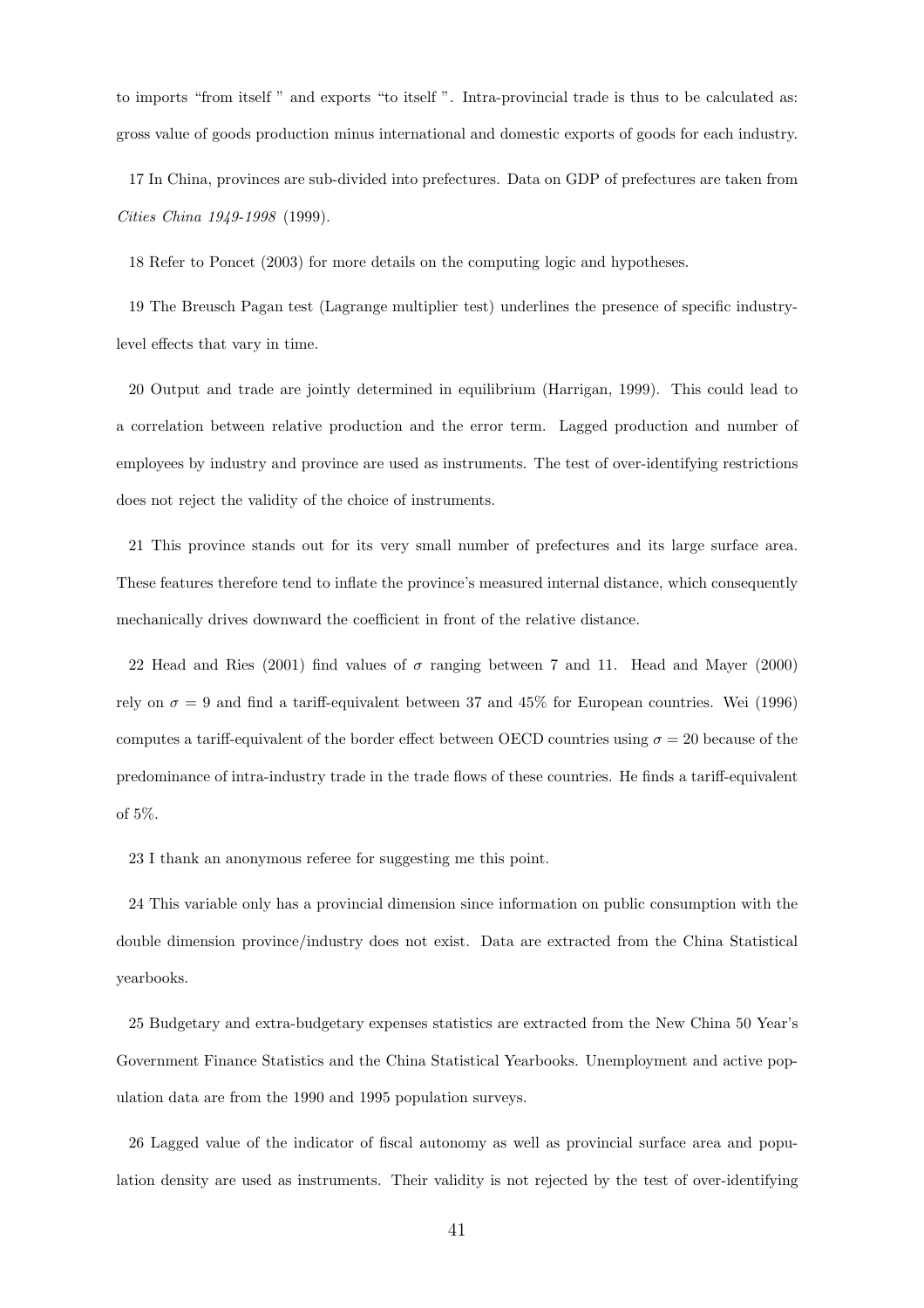to imports "from itself " and exports "to itself ". Intra-provincial trade is thus to be calculated as: gross value of goods production minus international and domestic exports of goods for each industry.

17 In China, provinces are sub-divided into prefectures. Data on GDP of prefectures are taken from *Cities China 1949-1998* (1999).

18 Refer to Poncet (2003) for more details on the computing logic and hypotheses.

19 The Breusch Pagan test (Lagrange multiplier test) underlines the presence of specific industry-level effects that vary in time.

20 Output and trade are jointly determined in equilibrium (Harrigan, 1999). This could lead to a correlation between relative production and the error term. Lagged production and number of employees by industry and province are used as instruments. The test of over-identifying restrictions does not reject the validity of the choice of instruments.

21 This province stands out for its very small number of prefectures and its large surface area. These features therefore tend to inflate the province's measured internal distance, which consequently mechanically drives downward the coefficient in front of the relative distance.

22 Head and Ries (2001) find values of $\sigma$ ranging between 7 and 11. Head and Mayer (2000) rely on $\sigma = 9$ and find a tariff-equivalent between 37 and 45% for European countries. Wei (1996) computes a tariff-equivalent of the border effect between OECD countries using $\sigma = 20$ because of the predominance of intra-industry trade in the trade flows of these countries. He finds a tariff-equivalent of 5%.

23 I thank an anonymous referee for suggesting me this point.

24 This variable only has a provincial dimension since information on public consumption with the double dimension province/industry does not exist. Data are extracted from the China Statistical yearbooks.

25 Budgetary and extra-budgetary expenses statistics are extracted from the New China 50 Year's Government Finance Statistics and the China Statistical Yearbooks. Unemployment and active population data are from the 1990 and 1995 population surveys.

26 Lagged value of the indicator of fiscal autonomy as well as provincial surface area and population density are used as instruments. Their validity is not rejected by the test of over-identifying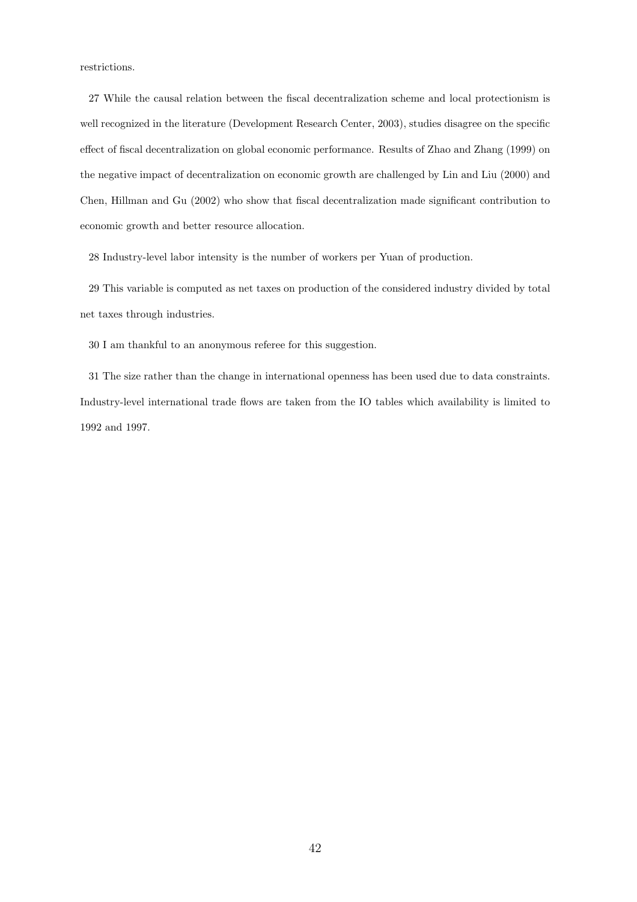restrictions.

27 While the causal relation between the fiscal decentralization scheme and local protectionism is well recognized in the literature (Development Research Center, 2003), studies disagree on the specific effect of fiscal decentralization on global economic performance. Results of Zhao and Zhang (1999) on the negative impact of decentralization on economic growth are challenged by Lin and Liu (2000) and Chen, Hillman and Gu (2002) who show that fiscal decentralization made significant contribution to economic growth and better resource allocation.

28 Industry-level labor intensity is the number of workers per Yuan of production.

29 This variable is computed as net taxes on production of the considered industry divided by total net taxes through industries.

30 I am thankful to an anonymous referee for this suggestion.

31 The size rather than the change in international openness has been used due to data constraints. Industry-level international trade flows are taken from the IO tables which availability is limited to 1992 and 1997.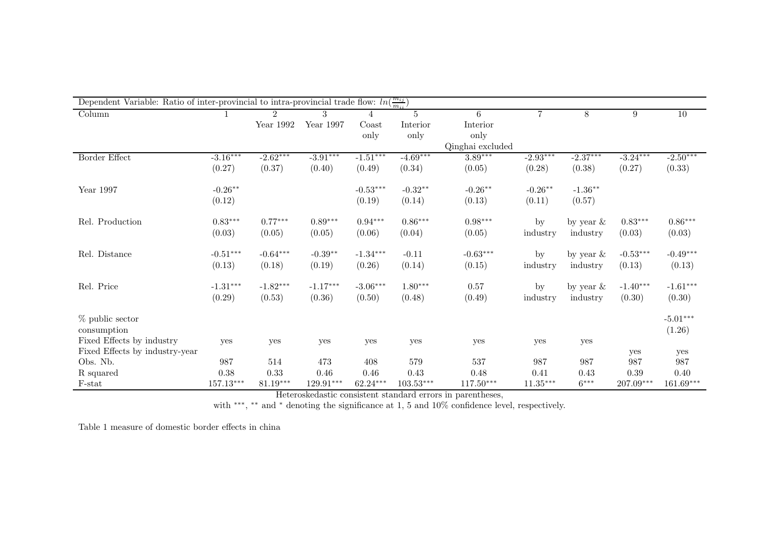| Dependent Variable: Ratio of inter-provincial to intra-provincial trade flow: $ln(\frac{m_{ij}}{m_{ii}})$ | | | | | | | | | | |
|---|---|---|---|---|---|---|---|---|---|---|
| Column | 1 | 2 | 3 | 4 | 5 | 6 | 7 | 8 | 9 | 10 |
| | | Year 1992 | Year 1997 | Coast only | Interior only | Interior only Qinghai excluded | | | | |
| Border Effect | -3.16*** | -2.62*** | -3.91*** | -1.51*** | -4.69*** | 3.89*** | -2.93*** | -2.37*** | -3.24*** | -2.50*** |
| | (0.27) | (0.37) | (0.40) | (0.49) | (0.34) | (0.05) | (0.28) | (0.38) | (0.27) | (0.33) |
| Year 1997 | -0.26** | | | -0.53*** | -0.32** | -0.26** | -0.26** | -1.36** | | |
| | (0.12) | | | (0.19) | (0.14) | (0.13) | (0.11) | (0.57) | | |
| Rel. Production | 0.83*** | 0.77*** | 0.89*** | 0.94*** | 0.86*** | 0.98*** | by | by year & | 0.83*** | 0.86*** |
| | (0.03) | (0.05) | (0.05) | (0.06) | (0.04) | (0.05) | industry | industry | (0.03) | (0.03) |
| Rel. Distance | -0.51*** | -0.64*** | -0.39** | -1.34*** | -0.11 | -0.63*** | by | by year & | -0.53*** | -0.49*** |
| | (0.13) | (0.18) | (0.19) | (0.26) | (0.14) | (0.15) | industry | industry | (0.13) | (0.13) |
| Rel. Price | -1.31*** | -1.82*** | -1.17*** | -3.06*** | 1.80*** | 0.57 | by | by year & | -1.40*** | -1.61*** |
| | (0.29) | (0.53) | (0.36) | (0.50) | (0.48) | (0.49) | industry | industry | (0.30) | (0.30) |
| % public sector consumption | | | | | | | | | | -5.01*** (1.26) |
| Fixed Effects by industry | yes | yes | yes | yes | yes | yes | yes | yes | | |
| Fixed Effects by industry-year | | | | | | | | | yes | yes |
| Obs. Nb. | 987 | 514 | 473 | 408 | 579 | 537 | 987 | 987 | 987 | 987 |
| R squared | 0.38 | 0.33 | 0.46 | 0.46 | 0.43 | 0.48 | 0.41 | 0.43 | 0.39 | 0.40 |
| F-stat | 157.13*** | 81.19*** | 129.91*** | 62.24*** | 103.53*** | 117.50*** | 11.35*** | 6*** | 207.09*** | 161.69*** |

Heteroskedastic consistent standard errors in parentheses,
with ***, ** and * denoting the significance at 1, 5 and 10% confidence level, respectively.

Table 1 measure of domestic border effects in china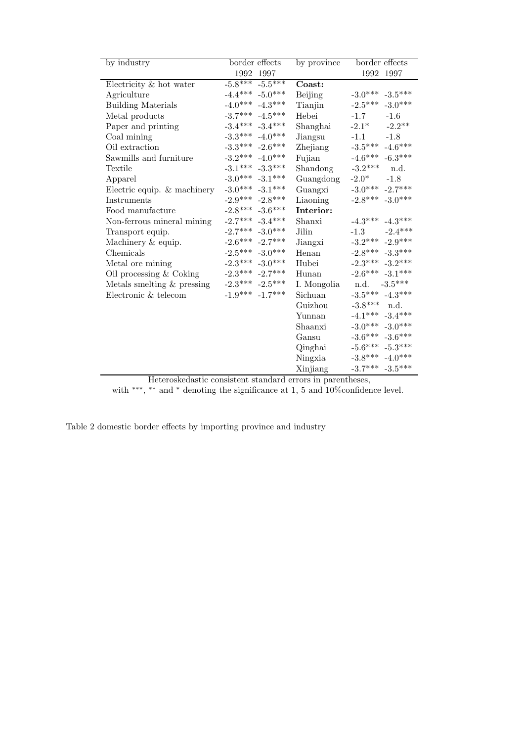| by industry | border effects | | by province | border effects | |
|---|---|---|---|---|---|
| | 1992 | 1997 | | 1992 | 1997 |
| Electricity & hot water | -5.8*** | -5.5*** | **Coast:** | | |
| Agriculture | -4.4*** | -5.0*** | Beijing | -3.0*** | -3.5*** |
| Building Materials | -4.0*** | -4.3*** | Tianjin | -2.5*** | -3.0*** |
| Metal products | -3.7*** | -4.5*** | Hebei | -1.7 | -1.6 |
| Paper and printing | -3.4*** | -3.4*** | Shanghai | -2.1* | -2.2** |
| Coal mining | -3.3*** | -4.0*** | Jiangsu | -1.1 | -1.8 |
| Oil extraction | -3.3*** | -2.6*** | Zhejiang | -3.5*** | -4.6*** |
| Sawmills and furniture | -3.2*** | -4.0*** | Fujian | -4.6*** | -6.3*** |
| Textile | -3.1*** | -3.3*** | Shandong | -3.2*** | n.d. |
| Apparel | -3.0*** | -3.1*** | Guangdong | -2.0* | -1.8 |
| Electric equip. & machinery | -3.0*** | -3.1*** | Guangxi | -3.0*** | -2.7*** |
| Instruments | -2.9*** | -2.8*** | Liaoning | -2.8*** | -3.0*** |
| Food manufacture | -2.8*** | -3.6*** | **Interior:** | | |
| Non-ferrous mineral mining | -2.7*** | -3.4*** | Shanxi | -4.3*** | -4.3*** |
| Transport equip. | -2.7*** | -3.0*** | Jilin | -1.3 | -2.4*** |
| Machinery & equip. | -2.6*** | -2.7*** | Jiangxi | -3.2*** | -2.9*** |
| Chemicals | -2.5*** | -3.0*** | Henan | -2.8*** | -3.3*** |
| Metal ore mining | -2.3*** | -3.0*** | Hubei | -2.3*** | -3.2*** |
| Oil processing & Coking | -2.3*** | -2.7*** | Hunan | -2.6*** | -3.1*** |
| Metals smelting & pressing | -2.3*** | -2.5*** | I. Mongolia | n.d. | -3.5*** |
| Electronic & telecom | -1.9*** | -1.7*** | Sichuan | -3.5*** | -4.3*** |
| | | | Guizhou | -3.8*** | n.d. |
| | | | Yunnan | -4.1*** | -3.4*** |
| | | | Shaanxi | -3.0*** | -3.0*** |
| | | | Gansu | -3.6*** | -3.6*** |
| | | | Qinghai | -5.6*** | -5.3*** |
| | | | Ningxia | -3.8*** | -4.0*** |
| | | | Xinjiang | -3.7*** | -3.5*** |

Heteroskedastic consistent standard errors in parentheses, with ***, ** and * denoting the significance at 1, 5 and 10%confidence level.

Table 2 domestic border effects by importing province and industry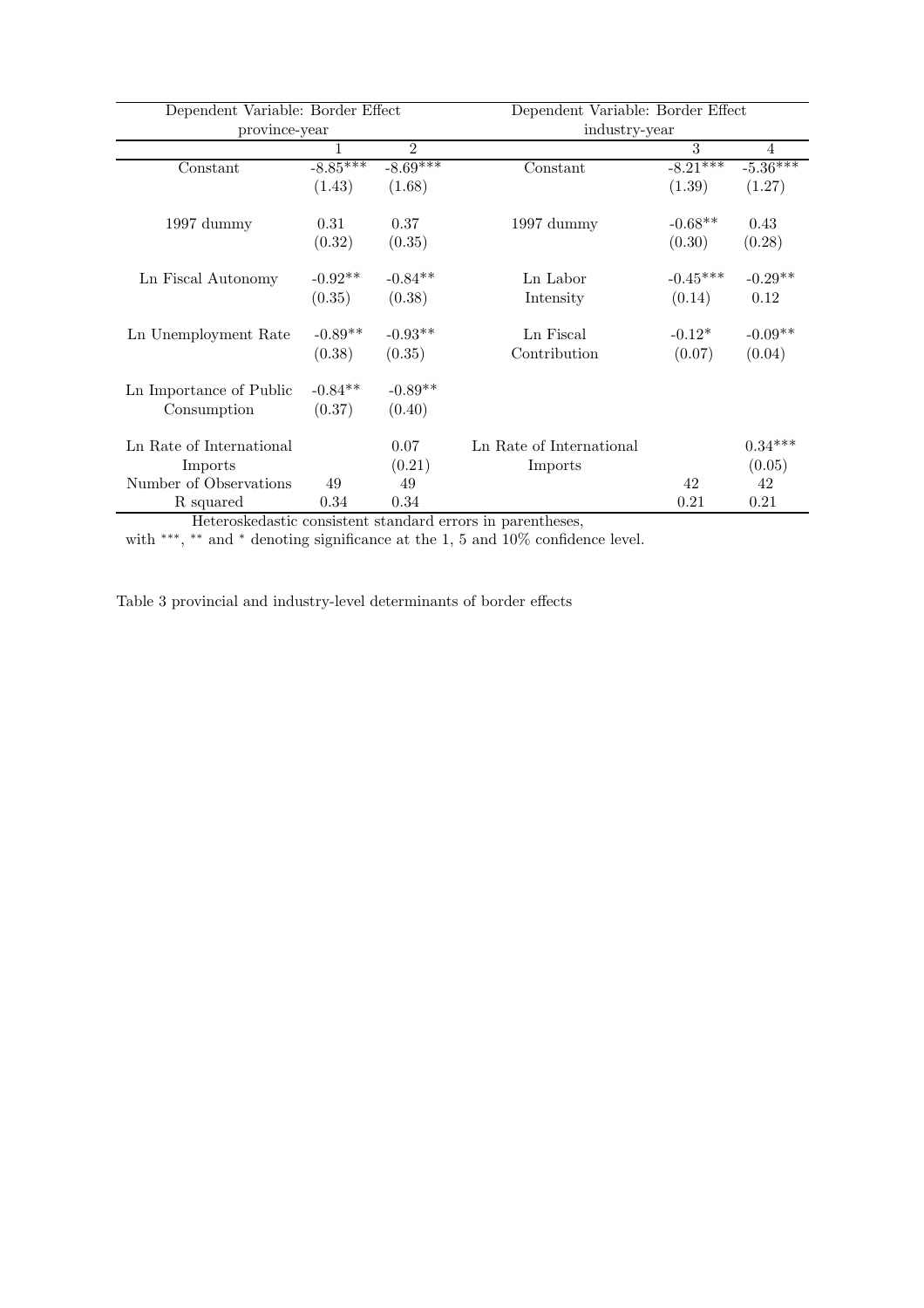| Dependent Variable: Border Effect province-year | 1 | 2 | Dependent Variable: Border Effect industry-year | 3 | 4 |
|---|---|---|---|---|---|
| Constant | -8.85*** | -8.69*** | Constant | -8.21*** | -5.36*** |
| | (1.43) | (1.68) | | (1.39) | (1.27) |
| 1997 dummy | 0.31 | 0.37 | 1997 dummy | -0.68** | 0.43 |
| | (0.32) | (0.35) | | (0.30) | (0.28) |
| Ln Fiscal Autonomy | -0.92** | -0.84** | Ln Labor Intensity | -0.45*** | -0.29** |
| | (0.35) | (0.38) | | (0.14) | 0.12 |
| Ln Unemployment Rate | -0.89** | -0.93** | Ln Fiscal Contribution | -0.12* | -0.09** |
| | (0.38) | (0.35) | | (0.07) | (0.04) |
| Ln Importance of Public Consumption | -0.84** | -0.89** | | | |
| | (0.37) | (0.40) | | | |
| Ln Rate of International Imports | | 0.07 | Ln Rate of International Imports | | 0.34*** |
| | | (0.21) | | | (0.05) |
| Number of Observations | 49 | 49 | | 42 | 42 |
| R squared | 0.34 | 0.34 | | 0.21 | 0.21 |

Heteroskedastic consistent standard errors in parentheses,
with ***, ** and * denoting significance at the 1, 5 and 10% confidence level.

Table 3 provincial and industry-level determinants of border effects